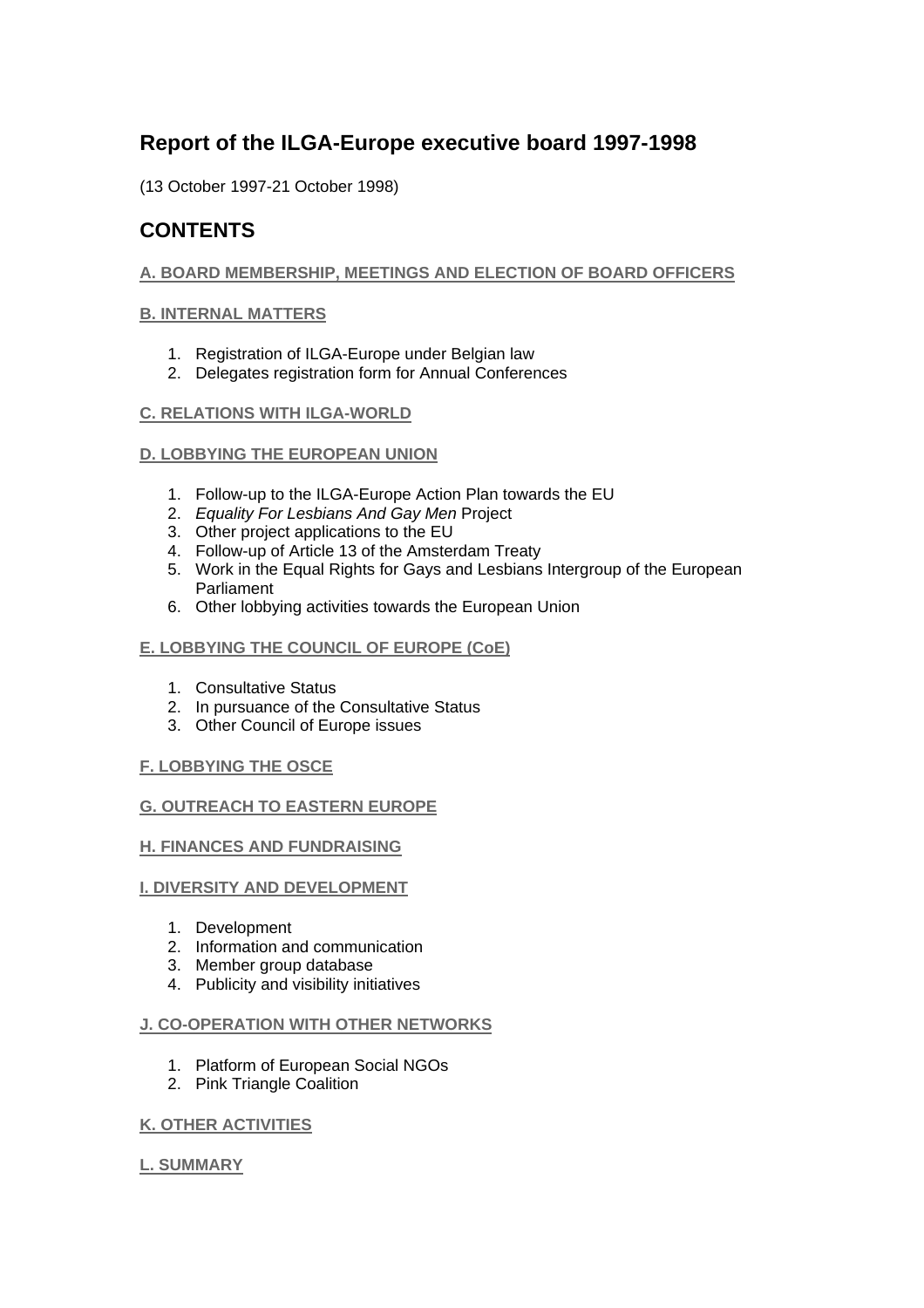# Report of the ILGA-Europe executive board 1997-1998

(13 October 1997-21 October 1998)

## CONTENTS

**A. BOARD MEMBERSHIP, MEETINGS AND ELECTION OF BOARD OFFICERS**

**B. INTERNAL MATTERS**

1. Registration of ILGA-Europe under Belgian law
2. Delegates registration form for Annual Conferences

**C. RELATIONS WITH ILGA-WORLD**

**D. LOBBYING THE EUROPEAN UNION**

1. Follow-up to the ILGA-Europe Action Plan towards the EU
2. *Equality For Lesbians And Gay Men* Project
3. Other project applications to the EU
4. Follow-up of Article 13 of the Amsterdam Treaty
5. Work in the Equal Rights for Gays and Lesbians Intergroup of the European Parliament
6. Other lobbying activities towards the European Union

**E. LOBBYING THE COUNCIL OF EUROPE (CoE)**

1. Consultative Status
2. In pursuance of the Consultative Status
3. Other Council of Europe issues

**F. LOBBYING THE OSCE**

**G. OUTREACH TO EASTERN EUROPE**

**H. FINANCES AND FUNDRAISING**

**I. DIVERSITY AND DEVELOPMENT**

1. Development
2. Information and communication
3. Member group database
4. Publicity and visibility initiatives

**J. CO-OPERATION WITH OTHER NETWORKS**

1. Platform of European Social NGOs
2. Pink Triangle Coalition

**K. OTHER ACTIVITIES**

**L. SUMMARY**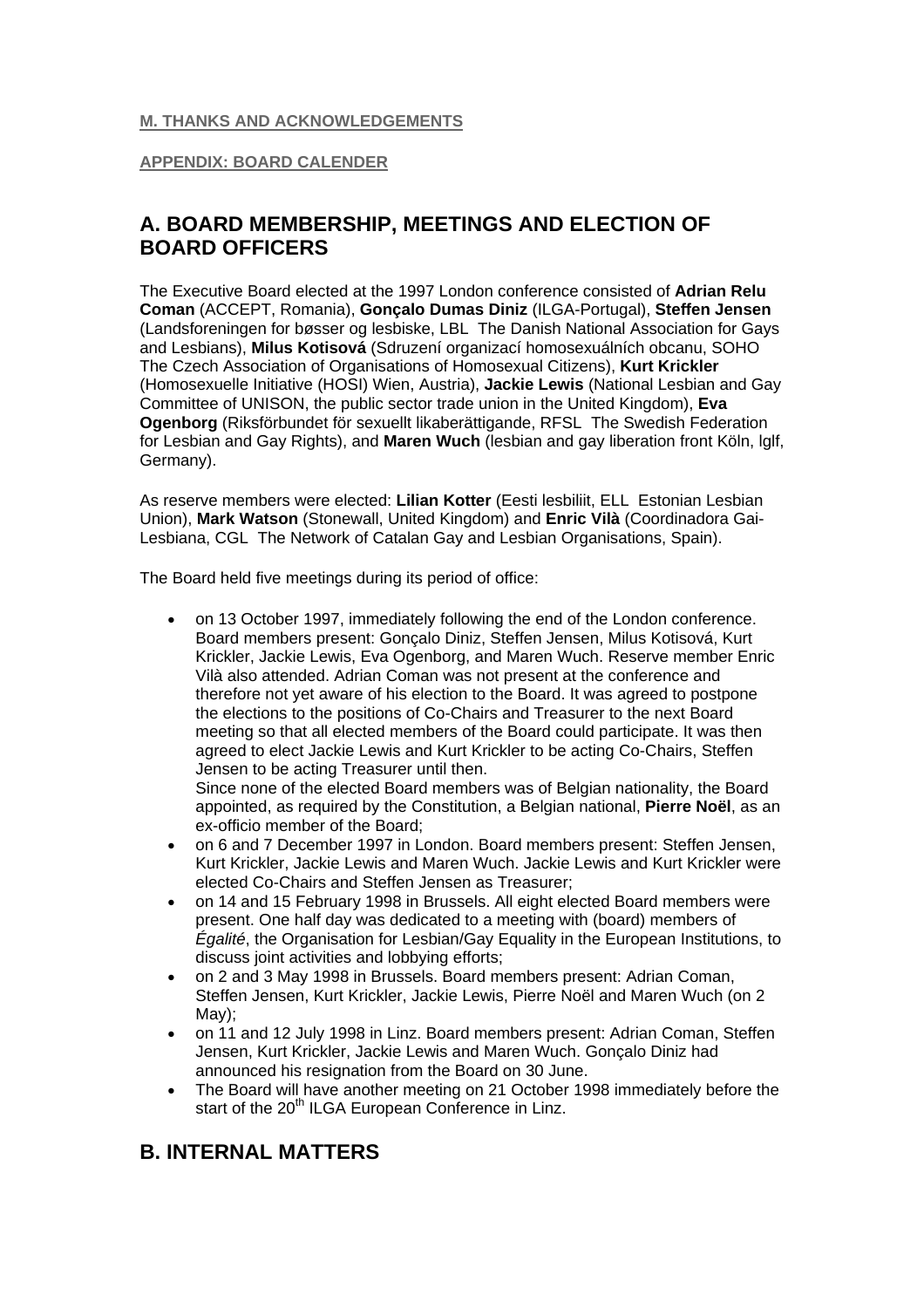**M. THANKS AND ACKNOWLEDGEMENTS**

**APPENDIX: BOARD CALENDER**

## A. BOARD MEMBERSHIP, MEETINGS AND ELECTION OF BOARD OFFICERS

The Executive Board elected at the 1997 London conference consisted of **Adrian Relu Coman** (ACCEPT, Romania), **Gonçalo Dumas Diniz** (ILGA-Portugal), **Steffen Jensen** (Landsforeningen for bøsser og lesbiske, LBL  The Danish National Association for Gays and Lesbians), **Milus Kotisová** (Sdruzení organizací homosexuálních obcanu, SOHO  The Czech Association of Organisations of Homosexual Citizens), **Kurt Krickler** (Homosexuelle Initiative (HOSI) Wien, Austria), **Jackie Lewis** (National Lesbian and Gay Committee of UNISON, the public sector trade union in the United Kingdom), **Eva Ogenborg** (Riksförbundet för sexuellt likaberättigande, RFSL  The Swedish Federation for Lesbian and Gay Rights), and **Maren Wuch** (lesbian and gay liberation front Köln, lglf, Germany).

As reserve members were elected: **Lilian Kotter** (Eesti lesbiliit, ELL  Estonian Lesbian Union), **Mark Watson** (Stonewall, United Kingdom) and **Enric Vilà** (Coordinadora Gai-Lesbiana, CGL  The Network of Catalan Gay and Lesbian Organisations, Spain).

The Board held five meetings during its period of office:

- on 13 October 1997, immediately following the end of the London conference. Board members present: Gonçalo Diniz, Steffen Jensen, Milus Kotisová, Kurt Krickler, Jackie Lewis, Eva Ogenborg, and Maren Wuch. Reserve member Enric Vilà also attended. Adrian Coman was not present at the conference and therefore not yet aware of his election to the Board. It was agreed to postpone the elections to the positions of Co-Chairs and Treasurer to the next Board meeting so that all elected members of the Board could participate. It was then agreed to elect Jackie Lewis and Kurt Krickler to be acting Co-Chairs, Steffen Jensen to be acting Treasurer until then.
  Since none of the elected Board members was of Belgian nationality, the Board appointed, as required by the Constitution, a Belgian national, **Pierre Noël**, as an ex-officio member of the Board;
- on 6 and 7 December 1997 in London. Board members present: Steffen Jensen, Kurt Krickler, Jackie Lewis and Maren Wuch. Jackie Lewis and Kurt Krickler were elected Co-Chairs and Steffen Jensen as Treasurer;
- on 14 and 15 February 1998 in Brussels. All eight elected Board members were present. One half day was dedicated to a meeting with (board) members of *Égalité*, the Organisation for Lesbian/Gay Equality in the European Institutions, to discuss joint activities and lobbying efforts;
- on 2 and 3 May 1998 in Brussels. Board members present: Adrian Coman, Steffen Jensen, Kurt Krickler, Jackie Lewis, Pierre Noël and Maren Wuch (on 2 May);
- on 11 and 12 July 1998 in Linz. Board members present: Adrian Coman, Steffen Jensen, Kurt Krickler, Jackie Lewis and Maren Wuch. Gonçalo Diniz had announced his resignation from the Board on 30 June.
- The Board will have another meeting on 21 October 1998 immediately before the start of the 20th ILGA European Conference in Linz.

## B. INTERNAL MATTERS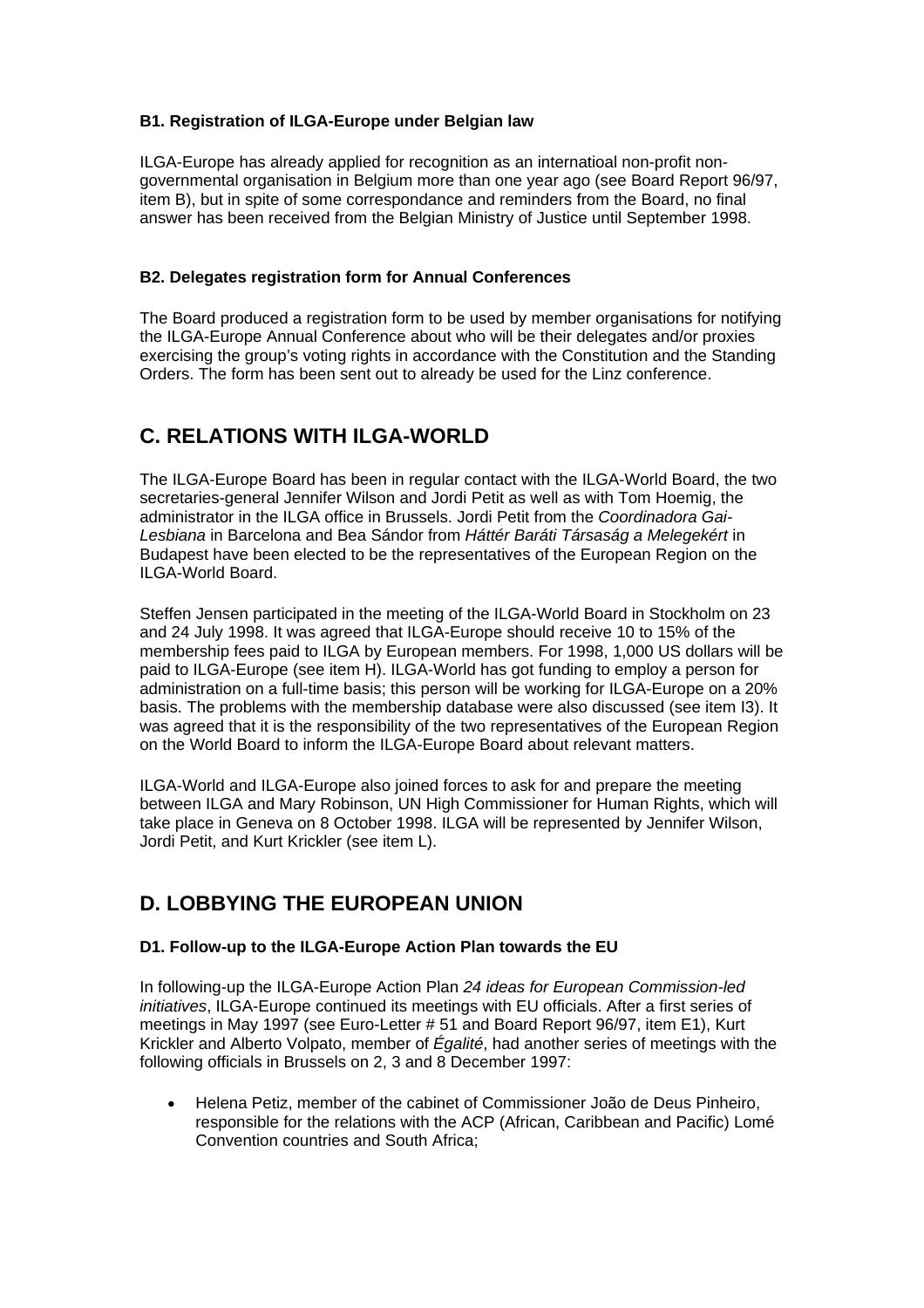### B1. Registration of ILGA-Europe under Belgian law

ILGA-Europe has already applied for recognition as an internatioal non-profit non-governmental organisation in Belgium more than one year ago (see Board Report 96/97, item B), but in spite of some correspondance and reminders from the Board, no final answer has been received from the Belgian Ministry of Justice until September 1998.

### B2. Delegates registration form for Annual Conferences

The Board produced a registration form to be used by member organisations for notifying the ILGA-Europe Annual Conference about who will be their delegates and/or proxies exercising the group's voting rights in accordance with the Constitution and the Standing Orders. The form has been sent out to already be used for the Linz conference.

## C. RELATIONS WITH ILGA-WORLD

The ILGA-Europe Board has been in regular contact with the ILGA-World Board, the two secretaries-general Jennifer Wilson and Jordi Petit as well as with Tom Hoemig, the administrator in the ILGA office in Brussels. Jordi Petit from the *Coordinadora Gai-Lesbiana* in Barcelona and Bea Sándor from *Háttér Baráti Társaság a Melegekért* in Budapest have been elected to be the representatives of the European Region on the ILGA-World Board.

Steffen Jensen participated in the meeting of the ILGA-World Board in Stockholm on 23 and 24 July 1998. It was agreed that ILGA-Europe should receive 10 to 15% of the membership fees paid to ILGA by European members. For 1998, 1,000 US dollars will be paid to ILGA-Europe (see item H). ILGA-World has got funding to employ a person for administration on a full-time basis; this person will be working for ILGA-Europe on a 20% basis. The problems with the membership database were also discussed (see item I3). It was agreed that it is the responsibility of the two representatives of the European Region on the World Board to inform the ILGA-Europe Board about relevant matters.

ILGA-World and ILGA-Europe also joined forces to ask for and prepare the meeting between ILGA and Mary Robinson, UN High Commissioner for Human Rights, which will take place in Geneva on 8 October 1998. ILGA will be represented by Jennifer Wilson, Jordi Petit, and Kurt Krickler (see item L).

## D. LOBBYING THE EUROPEAN UNION

### D1. Follow-up to the ILGA-Europe Action Plan towards the EU

In following-up the ILGA-Europe Action Plan *24 ideas for European Commission-led initiatives*, ILGA-Europe continued its meetings with EU officials. After a first series of meetings in May 1997 (see Euro-Letter # 51 and Board Report 96/97, item E1), Kurt Krickler and Alberto Volpato, member of *Égalité*, had another series of meetings with the following officials in Brussels on 2, 3 and 8 December 1997:

- Helena Petiz, member of the cabinet of Commissioner João de Deus Pinheiro, responsible for the relations with the ACP (African, Caribbean and Pacific) Lomé Convention countries and South Africa;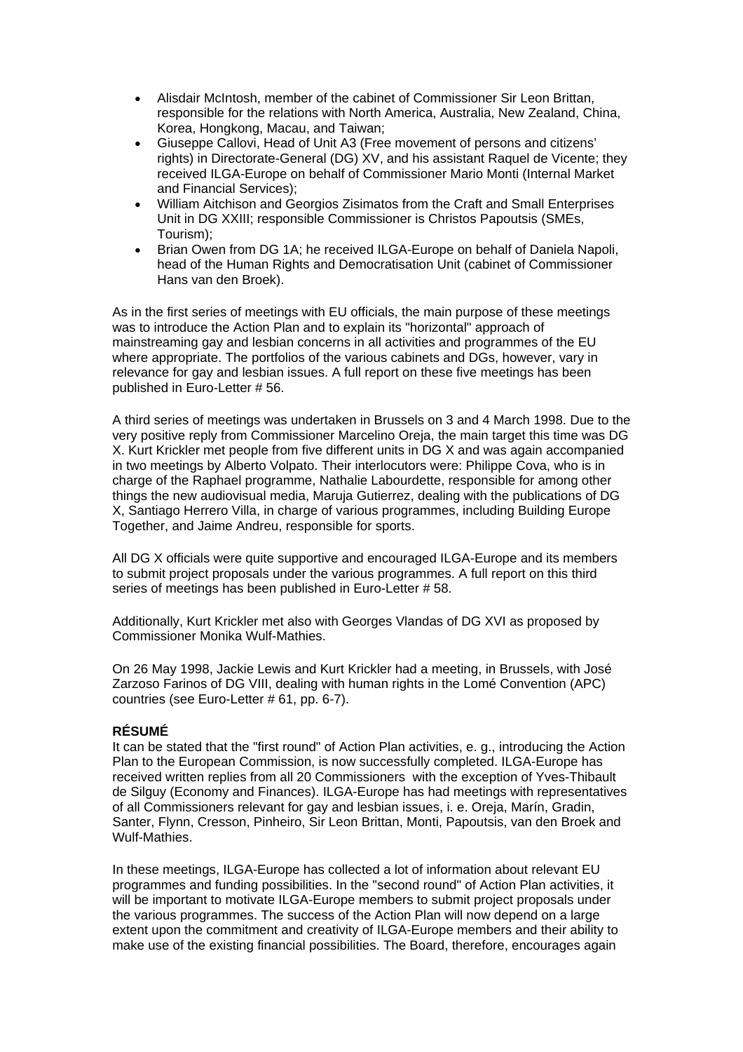- Alisdair McIntosh, member of the cabinet of Commissioner Sir Leon Brittan, responsible for the relations with North America, Australia, New Zealand, China, Korea, Hongkong, Macau, and Taiwan;
- Giuseppe Callovi, Head of Unit A3 (Free movement of persons and citizens' rights) in Directorate-General (DG) XV, and his assistant Raquel de Vicente; they received ILGA-Europe on behalf of Commissioner Mario Monti (Internal Market and Financial Services);
- William Aitchison and Georgios Zisimatos from the Craft and Small Enterprises Unit in DG XXIII; responsible Commissioner is Christos Papoutsis (SMEs, Tourism);
- Brian Owen from DG 1A; he received ILGA-Europe on behalf of Daniela Napoli, head of the Human Rights and Democratisation Unit (cabinet of Commissioner Hans van den Broek).

As in the first series of meetings with EU officials, the main purpose of these meetings was to introduce the Action Plan and to explain its "horizontal" approach of mainstreaming gay and lesbian concerns in all activities and programmes of the EU where appropriate. The portfolios of the various cabinets and DGs, however, vary in relevance for gay and lesbian issues. A full report on these five meetings has been published in Euro-Letter # 56.

A third series of meetings was undertaken in Brussels on 3 and 4 March 1998. Due to the very positive reply from Commissioner Marcelino Oreja, the main target this time was DG X. Kurt Krickler met people from five different units in DG X and was again accompanied in two meetings by Alberto Volpato. Their interlocutors were: Philippe Cova, who is in charge of the Raphael programme, Nathalie Labourdette, responsible for among other things the new audiovisual media, Maruja Gutierrez, dealing with the publications of DG X, Santiago Herrero Villa, in charge of various programmes, including Building Europe Together, and Jaime Andreu, responsible for sports.

All DG X officials were quite supportive and encouraged ILGA-Europe and its members to submit project proposals under the various programmes. A full report on this third series of meetings has been published in Euro-Letter # 58.

Additionally, Kurt Krickler met also with Georges Vlandas of DG XVI as proposed by Commissioner Monika Wulf-Mathies.

On 26 May 1998, Jackie Lewis and Kurt Krickler had a meeting, in Brussels, with José Zarzoso Farinos of DG VIII, dealing with human rights in the Lomé Convention (APC) countries (see Euro-Letter # 61, pp. 6-7).

**RÉSUMÉ**

It can be stated that the "first round" of Action Plan activities, e. g., introducing the Action Plan to the European Commission, is now successfully completed. ILGA-Europe has received written replies from all 20 Commissioners with the exception of Yves-Thibault de Silguy (Economy and Finances). ILGA-Europe has had meetings with representatives of all Commissioners relevant for gay and lesbian issues, i. e. Oreja, Marín, Gradin, Santer, Flynn, Cresson, Pinheiro, Sir Leon Brittan, Monti, Papoutsis, van den Broek and Wulf-Mathies.

In these meetings, ILGA-Europe has collected a lot of information about relevant EU programmes and funding possibilities. In the "second round" of Action Plan activities, it will be important to motivate ILGA-Europe members to submit project proposals under the various programmes. The success of the Action Plan will now depend on a large extent upon the commitment and creativity of ILGA-Europe members and their ability to make use of the existing financial possibilities. The Board, therefore, encourages again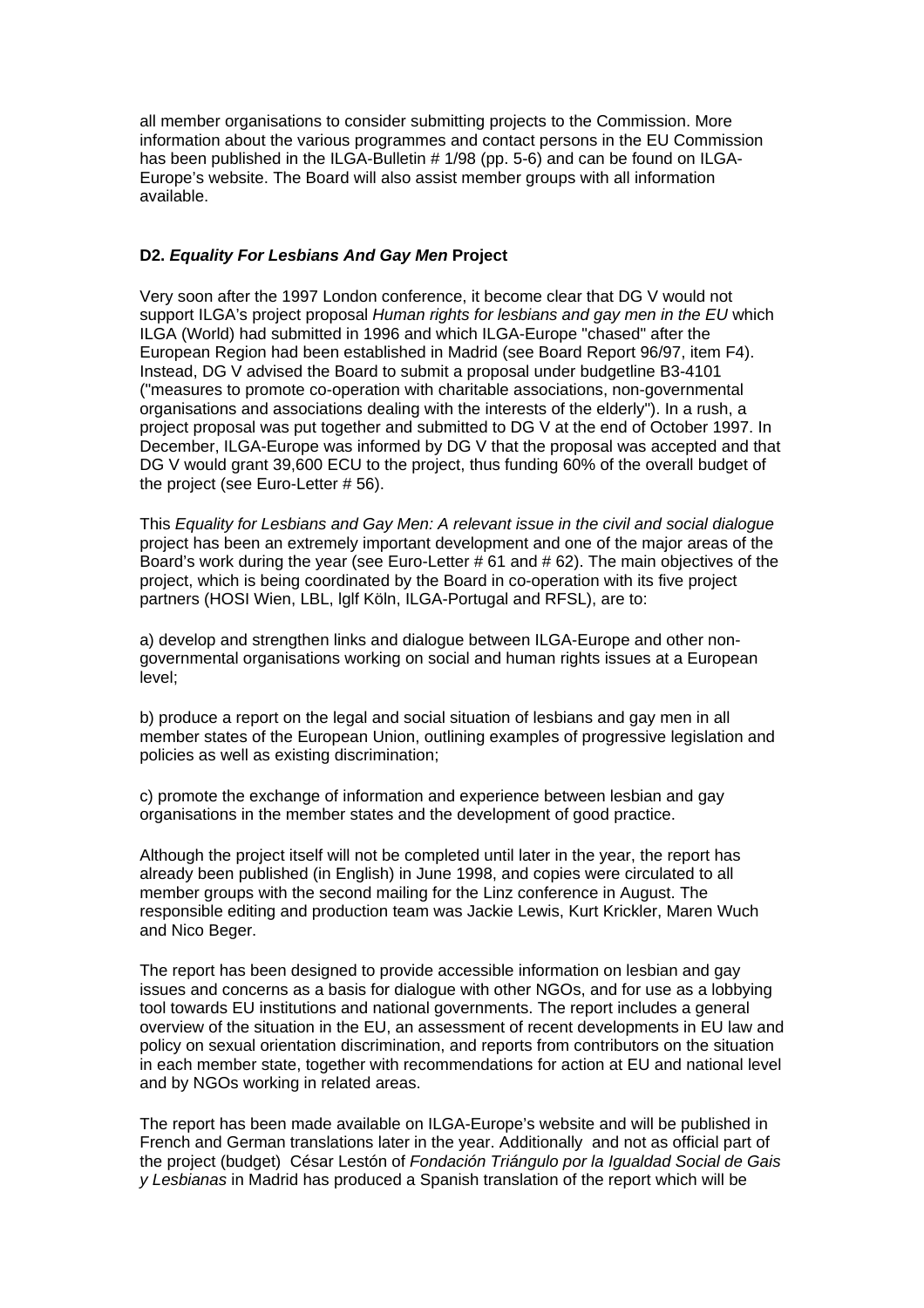all member organisations to consider submitting projects to the Commission. More information about the various programmes and contact persons in the EU Commission has been published in the ILGA-Bulletin # 1/98 (pp. 5-6) and can be found on ILGA-Europe's website. The Board will also assist member groups with all information available.

### D2. *Equality For Lesbians And Gay Men* Project

Very soon after the 1997 London conference, it become clear that DG V would not support ILGA's project proposal *Human rights for lesbians and gay men in the EU* which ILGA (World) had submitted in 1996 and which ILGA-Europe "chased" after the European Region had been established in Madrid (see Board Report 96/97, item F4). Instead, DG V advised the Board to submit a proposal under budgetline B3-4101 ("measures to promote co-operation with charitable associations, non-governmental organisations and associations dealing with the interests of the elderly"). In a rush, a project proposal was put together and submitted to DG V at the end of October 1997. In December, ILGA-Europe was informed by DG V that the proposal was accepted and that DG V would grant 39,600 ECU to the project, thus funding 60% of the overall budget of the project (see Euro-Letter # 56).

This *Equality for Lesbians and Gay Men: A relevant issue in the civil and social dialogue* project has been an extremely important development and one of the major areas of the Board's work during the year (see Euro-Letter # 61 and # 62). The main objectives of the project, which is being coordinated by the Board in co-operation with its five project partners (HOSI Wien, LBL, lglf Köln, ILGA-Portugal and RFSL), are to:

a) develop and strengthen links and dialogue between ILGA-Europe and other non-governmental organisations working on social and human rights issues at a European level;

b) produce a report on the legal and social situation of lesbians and gay men in all member states of the European Union, outlining examples of progressive legislation and policies as well as existing discrimination;

c) promote the exchange of information and experience between lesbian and gay organisations in the member states and the development of good practice.

Although the project itself will not be completed until later in the year, the report has already been published (in English) in June 1998, and copies were circulated to all member groups with the second mailing for the Linz conference in August. The responsible editing and production team was Jackie Lewis, Kurt Krickler, Maren Wuch and Nico Beger.

The report has been designed to provide accessible information on lesbian and gay issues and concerns as a basis for dialogue with other NGOs, and for use as a lobbying tool towards EU institutions and national governments. The report includes a general overview of the situation in the EU, an assessment of recent developments in EU law and policy on sexual orientation discrimination, and reports from contributors on the situation in each member state, together with recommendations for action at EU and national level and by NGOs working in related areas.

The report has been made available on ILGA-Europe's website and will be published in French and German translations later in the year. Additionally and not as official part of the project (budget) César Lestón of *Fondación Triángulo por la Igualdad Social de Gais y Lesbianas* in Madrid has produced a Spanish translation of the report which will be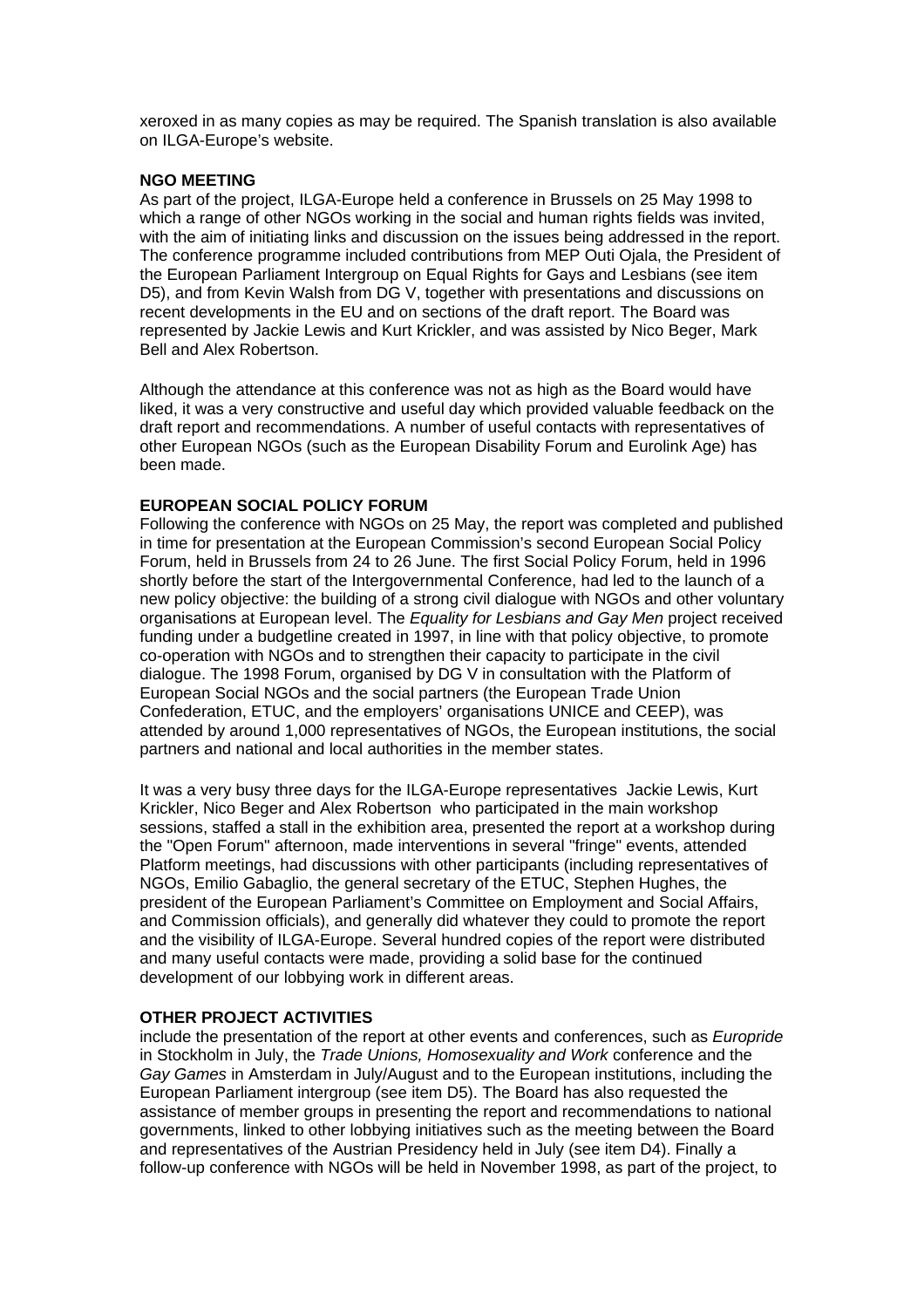xeroxed in as many copies as may be required. The Spanish translation is also available on ILGA-Europe's website.

**NGO MEETING**

As part of the project, ILGA-Europe held a conference in Brussels on 25 May 1998 to which a range of other NGOs working in the social and human rights fields was invited, with the aim of initiating links and discussion on the issues being addressed in the report. The conference programme included contributions from MEP Outi Ojala, the President of the European Parliament Intergroup on Equal Rights for Gays and Lesbians (see item D5), and from Kevin Walsh from DG V, together with presentations and discussions on recent developments in the EU and on sections of the draft report. The Board was represented by Jackie Lewis and Kurt Krickler, and was assisted by Nico Beger, Mark Bell and Alex Robertson.

Although the attendance at this conference was not as high as the Board would have liked, it was a very constructive and useful day which provided valuable feedback on the draft report and recommendations. A number of useful contacts with representatives of other European NGOs (such as the European Disability Forum and Eurolink Age) has been made.

**EUROPEAN SOCIAL POLICY FORUM**

Following the conference with NGOs on 25 May, the report was completed and published in time for presentation at the European Commission's second European Social Policy Forum, held in Brussels from 24 to 26 June. The first Social Policy Forum, held in 1996 shortly before the start of the Intergovernmental Conference, had led to the launch of a new policy objective: the building of a strong civil dialogue with NGOs and other voluntary organisations at European level. The *Equality for Lesbians and Gay Men* project received funding under a budgetline created in 1997, in line with that policy objective, to promote co-operation with NGOs and to strengthen their capacity to participate in the civil dialogue. The 1998 Forum, organised by DG V in consultation with the Platform of European Social NGOs and the social partners (the European Trade Union Confederation, ETUC, and the employers' organisations UNICE and CEEP), was attended by around 1,000 representatives of NGOs, the European institutions, the social partners and national and local authorities in the member states.

It was a very busy three days for the ILGA-Europe representatives Jackie Lewis, Kurt Krickler, Nico Beger and Alex Robertson who participated in the main workshop sessions, staffed a stall in the exhibition area, presented the report at a workshop during the "Open Forum" afternoon, made interventions in several "fringe" events, attended Platform meetings, had discussions with other participants (including representatives of NGOs, Emilio Gabaglio, the general secretary of the ETUC, Stephen Hughes, the president of the European Parliament's Committee on Employment and Social Affairs, and Commission officials), and generally did whatever they could to promote the report and the visibility of ILGA-Europe. Several hundred copies of the report were distributed and many useful contacts were made, providing a solid base for the continued development of our lobbying work in different areas.

**OTHER PROJECT ACTIVITIES**

include the presentation of the report at other events and conferences, such as *Europride* in Stockholm in July, the *Trade Unions, Homosexuality and Work* conference and the *Gay Games* in Amsterdam in July/August and to the European institutions, including the European Parliament intergroup (see item D5). The Board has also requested the assistance of member groups in presenting the report and recommendations to national governments, linked to other lobbying initiatives such as the meeting between the Board and representatives of the Austrian Presidency held in July (see item D4). Finally a follow-up conference with NGOs will be held in November 1998, as part of the project, to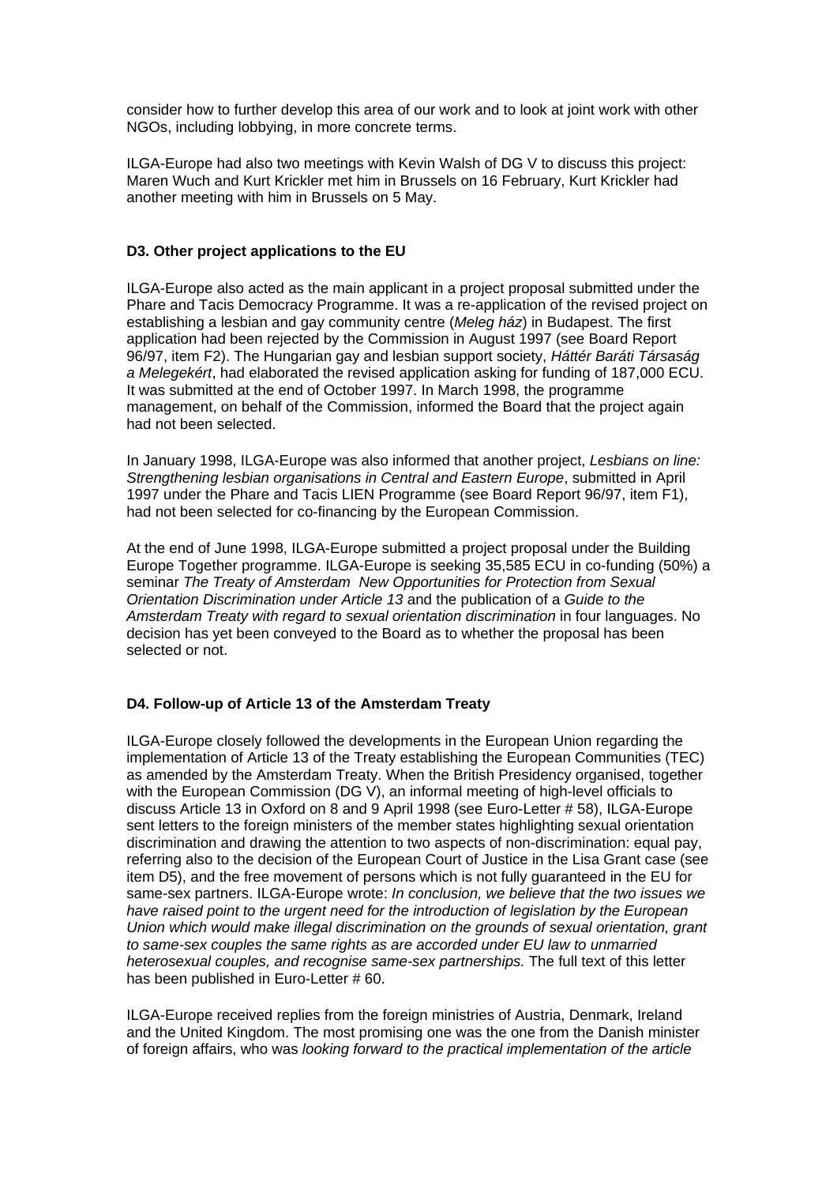consider how to further develop this area of our work and to look at joint work with other NGOs, including lobbying, in more concrete terms.

ILGA-Europe had also two meetings with Kevin Walsh of DG V to discuss this project: Maren Wuch and Kurt Krickler met him in Brussels on 16 February, Kurt Krickler had another meeting with him in Brussels on 5 May.

### D3. Other project applications to the EU

ILGA-Europe also acted as the main applicant in a project proposal submitted under the Phare and Tacis Democracy Programme. It was a re-application of the revised project on establishing a lesbian and gay community centre (*Meleg ház*) in Budapest. The first application had been rejected by the Commission in August 1997 (see Board Report 96/97, item F2). The Hungarian gay and lesbian support society, *Háttér Baráti Társaság a Melegekért*, had elaborated the revised application asking for funding of 187,000 ECU. It was submitted at the end of October 1997. In March 1998, the programme management, on behalf of the Commission, informed the Board that the project again had not been selected.

In January 1998, ILGA-Europe was also informed that another project, *Lesbians on line: Strengthening lesbian organisations in Central and Eastern Europe*, submitted in April 1997 under the Phare and Tacis LIEN Programme (see Board Report 96/97, item F1), had not been selected for co-financing by the European Commission.

At the end of June 1998, ILGA-Europe submitted a project proposal under the Building Europe Together programme. ILGA-Europe is seeking 35,585 ECU in co-funding (50%) a seminar *The Treaty of Amsterdam New Opportunities for Protection from Sexual Orientation Discrimination under Article 13* and the publication of a *Guide to the Amsterdam Treaty with regard to sexual orientation discrimination* in four languages. No decision has yet been conveyed to the Board as to whether the proposal has been selected or not.

### D4. Follow-up of Article 13 of the Amsterdam Treaty

ILGA-Europe closely followed the developments in the European Union regarding the implementation of Article 13 of the Treaty establishing the European Communities (TEC) as amended by the Amsterdam Treaty. When the British Presidency organised, together with the European Commission (DG V), an informal meeting of high-level officials to discuss Article 13 in Oxford on 8 and 9 April 1998 (see Euro-Letter # 58), ILGA-Europe sent letters to the foreign ministers of the member states highlighting sexual orientation discrimination and drawing the attention to two aspects of non-discrimination: equal pay, referring also to the decision of the European Court of Justice in the Lisa Grant case (see item D5), and the free movement of persons which is not fully guaranteed in the EU for same-sex partners. ILGA-Europe wrote: *In conclusion, we believe that the two issues we have raised point to the urgent need for the introduction of legislation by the European Union which would make illegal discrimination on the grounds of sexual orientation, grant to same-sex couples the same rights as are accorded under EU law to unmarried heterosexual couples, and recognise same-sex partnerships.* The full text of this letter has been published in Euro-Letter # 60.

ILGA-Europe received replies from the foreign ministries of Austria, Denmark, Ireland and the United Kingdom. The most promising one was the one from the Danish minister of foreign affairs, who was *looking forward to the practical implementation of the article*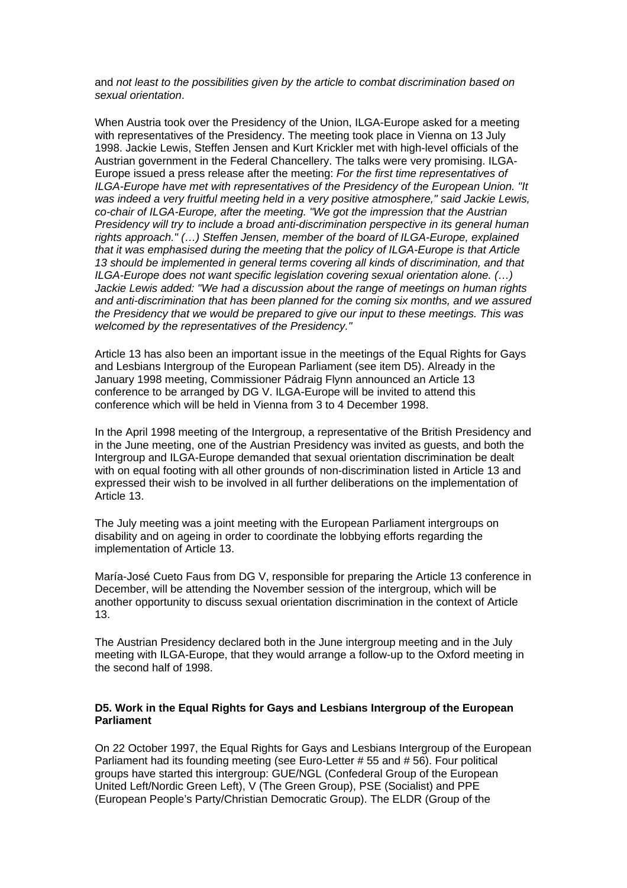and *not least to the possibilities given by the article to combat discrimination based on sexual orientation*.

When Austria took over the Presidency of the Union, ILGA-Europe asked for a meeting with representatives of the Presidency. The meeting took place in Vienna on 13 July 1998. Jackie Lewis, Steffen Jensen and Kurt Krickler met with high-level officials of the Austrian government in the Federal Chancellery. The talks were very promising. ILGA-Europe issued a press release after the meeting: *For the first time representatives of ILGA-Europe have met with representatives of the Presidency of the European Union. "It was indeed a very fruitful meeting held in a very positive atmosphere," said Jackie Lewis, co-chair of ILGA-Europe, after the meeting. "We got the impression that the Austrian Presidency will try to include a broad anti-discrimination perspective in its general human rights approach." (…) Steffen Jensen, member of the board of ILGA-Europe, explained that it was emphasised during the meeting that the policy of ILGA-Europe is that Article 13 should be implemented in general terms covering all kinds of discrimination, and that ILGA-Europe does not want specific legislation covering sexual orientation alone. (…) Jackie Lewis added: "We had a discussion about the range of meetings on human rights and anti-discrimination that has been planned for the coming six months, and we assured the Presidency that we would be prepared to give our input to these meetings. This was welcomed by the representatives of the Presidency."*

Article 13 has also been an important issue in the meetings of the Equal Rights for Gays and Lesbians Intergroup of the European Parliament (see item D5). Already in the January 1998 meeting, Commissioner Pádraig Flynn announced an Article 13 conference to be arranged by DG V. ILGA-Europe will be invited to attend this conference which will be held in Vienna from 3 to 4 December 1998.

In the April 1998 meeting of the Intergroup, a representative of the British Presidency and in the June meeting, one of the Austrian Presidency was invited as guests, and both the Intergroup and ILGA-Europe demanded that sexual orientation discrimination be dealt with on equal footing with all other grounds of non-discrimination listed in Article 13 and expressed their wish to be involved in all further deliberations on the implementation of Article 13.

The July meeting was a joint meeting with the European Parliament intergroups on disability and on ageing in order to coordinate the lobbying efforts regarding the implementation of Article 13.

María-José Cueto Faus from DG V, responsible for preparing the Article 13 conference in December, will be attending the November session of the intergroup, which will be another opportunity to discuss sexual orientation discrimination in the context of Article 13.

The Austrian Presidency declared both in the June intergroup meeting and in the July meeting with ILGA-Europe, that they would arrange a follow-up to the Oxford meeting in the second half of 1998.

**D5. Work in the Equal Rights for Gays and Lesbians Intergroup of the European Parliament**

On 22 October 1997, the Equal Rights for Gays and Lesbians Intergroup of the European Parliament had its founding meeting (see Euro-Letter # 55 and # 56). Four political groups have started this intergroup: GUE/NGL (Confederal Group of the European United Left/Nordic Green Left), V (The Green Group), PSE (Socialist) and PPE (European People's Party/Christian Democratic Group). The ELDR (Group of the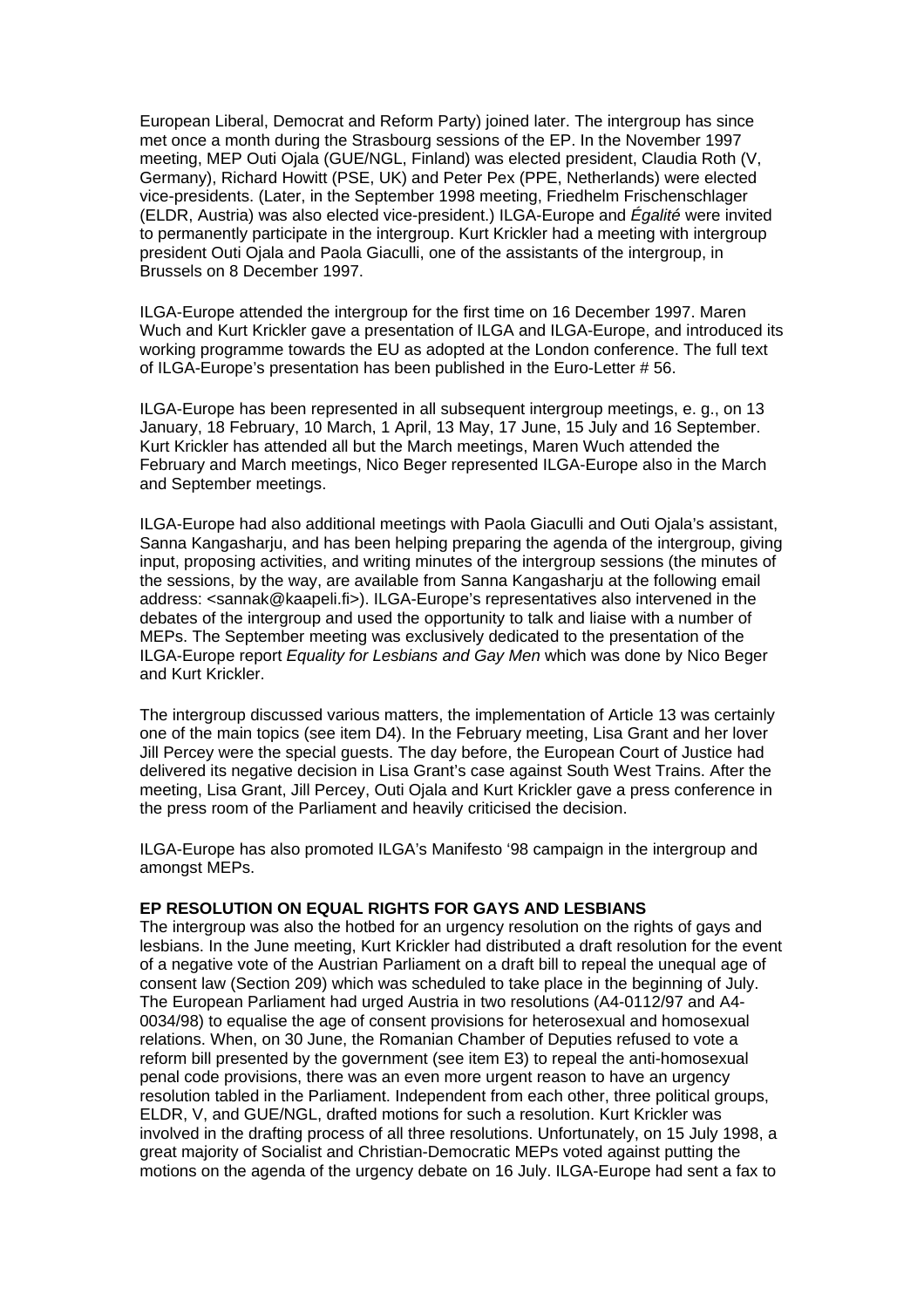European Liberal, Democrat and Reform Party) joined later. The intergroup has since met once a month during the Strasbourg sessions of the EP. In the November 1997 meeting, MEP Outi Ojala (GUE/NGL, Finland) was elected president, Claudia Roth (V, Germany), Richard Howitt (PSE, UK) and Peter Pex (PPE, Netherlands) were elected vice-presidents. (Later, in the September 1998 meeting, Friedhelm Frischenschlager (ELDR, Austria) was also elected vice-president.) ILGA-Europe and *Égalité* were invited to permanently participate in the intergroup. Kurt Krickler had a meeting with intergroup president Outi Ojala and Paola Giaculli, one of the assistants of the intergroup, in Brussels on 8 December 1997.

ILGA-Europe attended the intergroup for the first time on 16 December 1997. Maren Wuch and Kurt Krickler gave a presentation of ILGA and ILGA-Europe, and introduced its working programme towards the EU as adopted at the London conference. The full text of ILGA-Europe's presentation has been published in the Euro-Letter # 56.

ILGA-Europe has been represented in all subsequent intergroup meetings, e. g., on 13 January, 18 February, 10 March, 1 April, 13 May, 17 June, 15 July and 16 September. Kurt Krickler has attended all but the March meetings, Maren Wuch attended the February and March meetings, Nico Beger represented ILGA-Europe also in the March and September meetings.

ILGA-Europe had also additional meetings with Paola Giaculli and Outi Ojala's assistant, Sanna Kangasharju, and has been helping preparing the agenda of the intergroup, giving input, proposing activities, and writing minutes of the intergroup sessions (the minutes of the sessions, by the way, are available from Sanna Kangasharju at the following email address: <sannak@kaapeli.fi>). ILGA-Europe's representatives also intervened in the debates of the intergroup and used the opportunity to talk and liaise with a number of MEPs. The September meeting was exclusively dedicated to the presentation of the ILGA-Europe report *Equality for Lesbians and Gay Men* which was done by Nico Beger and Kurt Krickler.

The intergroup discussed various matters, the implementation of Article 13 was certainly one of the main topics (see item D4). In the February meeting, Lisa Grant and her lover Jill Percey were the special guests. The day before, the European Court of Justice had delivered its negative decision in Lisa Grant's case against South West Trains. After the meeting, Lisa Grant, Jill Percey, Outi Ojala and Kurt Krickler gave a press conference in the press room of the Parliament and heavily criticised the decision.

ILGA-Europe has also promoted ILGA's Manifesto '98 campaign in the intergroup and amongst MEPs.

**EP RESOLUTION ON EQUAL RIGHTS FOR GAYS AND LESBIANS**

The intergroup was also the hotbed for an urgency resolution on the rights of gays and lesbians. In the June meeting, Kurt Krickler had distributed a draft resolution for the event of a negative vote of the Austrian Parliament on a draft bill to repeal the unequal age of consent law (Section 209) which was scheduled to take place in the beginning of July. The European Parliament had urged Austria in two resolutions (A4-0112/97 and A4-0034/98) to equalise the age of consent provisions for heterosexual and homosexual relations. When, on 30 June, the Romanian Chamber of Deputies refused to vote a reform bill presented by the government (see item E3) to repeal the anti-homosexual penal code provisions, there was an even more urgent reason to have an urgency resolution tabled in the Parliament. Independent from each other, three political groups, ELDR, V, and GUE/NGL, drafted motions for such a resolution. Kurt Krickler was involved in the drafting process of all three resolutions. Unfortunately, on 15 July 1998, a great majority of Socialist and Christian-Democratic MEPs voted against putting the motions on the agenda of the urgency debate on 16 July. ILGA-Europe had sent a fax to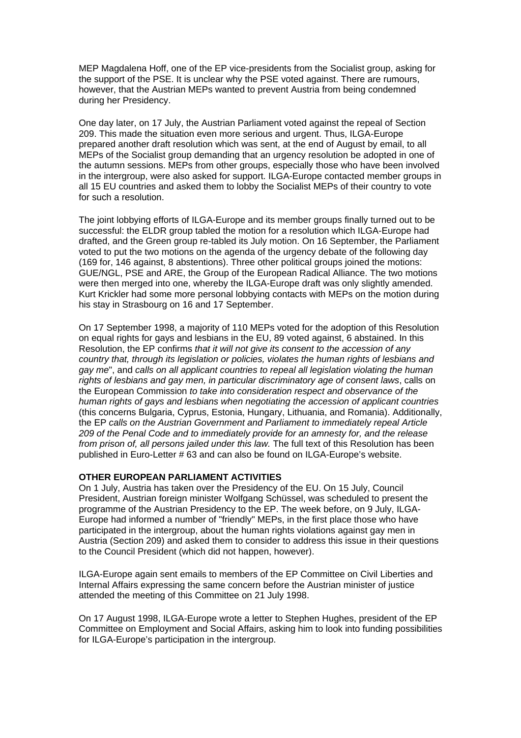MEP Magdalena Hoff, one of the EP vice-presidents from the Socialist group, asking for the support of the PSE. It is unclear why the PSE voted against. There are rumours, however, that the Austrian MEPs wanted to prevent Austria from being condemned during her Presidency.

One day later, on 17 July, the Austrian Parliament voted against the repeal of Section 209. This made the situation even more serious and urgent. Thus, ILGA-Europe prepared another draft resolution which was sent, at the end of August by email, to all MEPs of the Socialist group demanding that an urgency resolution be adopted in one of the autumn sessions. MEPs from other groups, especially those who have been involved in the intergroup, were also asked for support. ILGA-Europe contacted member groups in all 15 EU countries and asked them to lobby the Socialist MEPs of their country to vote for such a resolution.

The joint lobbying efforts of ILGA-Europe and its member groups finally turned out to be successful: the ELDR group tabled the motion for a resolution which ILGA-Europe had drafted, and the Green group re-tabled its July motion. On 16 September, the Parliament voted to put the two motions on the agenda of the urgency debate of the following day (169 for, 146 against, 8 abstentions). Three other political groups joined the motions: GUE/NGL, PSE and ARE, the Group of the European Radical Alliance. The two motions were then merged into one, whereby the ILGA-Europe draft was only slightly amended. Kurt Krickler had some more personal lobbying contacts with MEPs on the motion during his stay in Strasbourg on 16 and 17 September.

On 17 September 1998, a majority of 110 MEPs voted for the adoption of this Resolution on equal rights for gays and lesbians in the EU, 89 voted against, 6 abstained. In this Resolution, the EP confirms *that it will not give its consent to the accession of any country that, through its legislation or policies, violates the human rights of lesbians and gay me*", and *calls on all applicant countries to repeal all legislation violating the human rights of lesbians and gay men, in particular discriminatory age of consent laws*, calls on the European Commission *to take into consideration respect and observance of the human rights of gays and lesbians when negotiating the accession of applicant countries* (this concerns Bulgaria, Cyprus, Estonia, Hungary, Lithuania, and Romania). Additionally, the EP *calls on the Austrian Government and Parliament to immediately repeal Article 209 of the Penal Code and to immediately provide for an amnesty for, and the release from prison of, all persons jailed under this law.* The full text of this Resolution has been published in Euro-Letter # 63 and can also be found on ILGA-Europe's website.

**OTHER EUROPEAN PARLIAMENT ACTIVITIES**

On 1 July, Austria has taken over the Presidency of the EU. On 15 July, Council President, Austrian foreign minister Wolfgang Schüssel, was scheduled to present the programme of the Austrian Presidency to the EP. The week before, on 9 July, ILGA-Europe had informed a number of "friendly" MEPs, in the first place those who have participated in the intergroup, about the human rights violations against gay men in Austria (Section 209) and asked them to consider to address this issue in their questions to the Council President (which did not happen, however).

ILGA-Europe again sent emails to members of the EP Committee on Civil Liberties and Internal Affairs expressing the same concern before the Austrian minister of justice attended the meeting of this Committee on 21 July 1998.

On 17 August 1998, ILGA-Europe wrote a letter to Stephen Hughes, president of the EP Committee on Employment and Social Affairs, asking him to look into funding possibilities for ILGA-Europe's participation in the intergroup.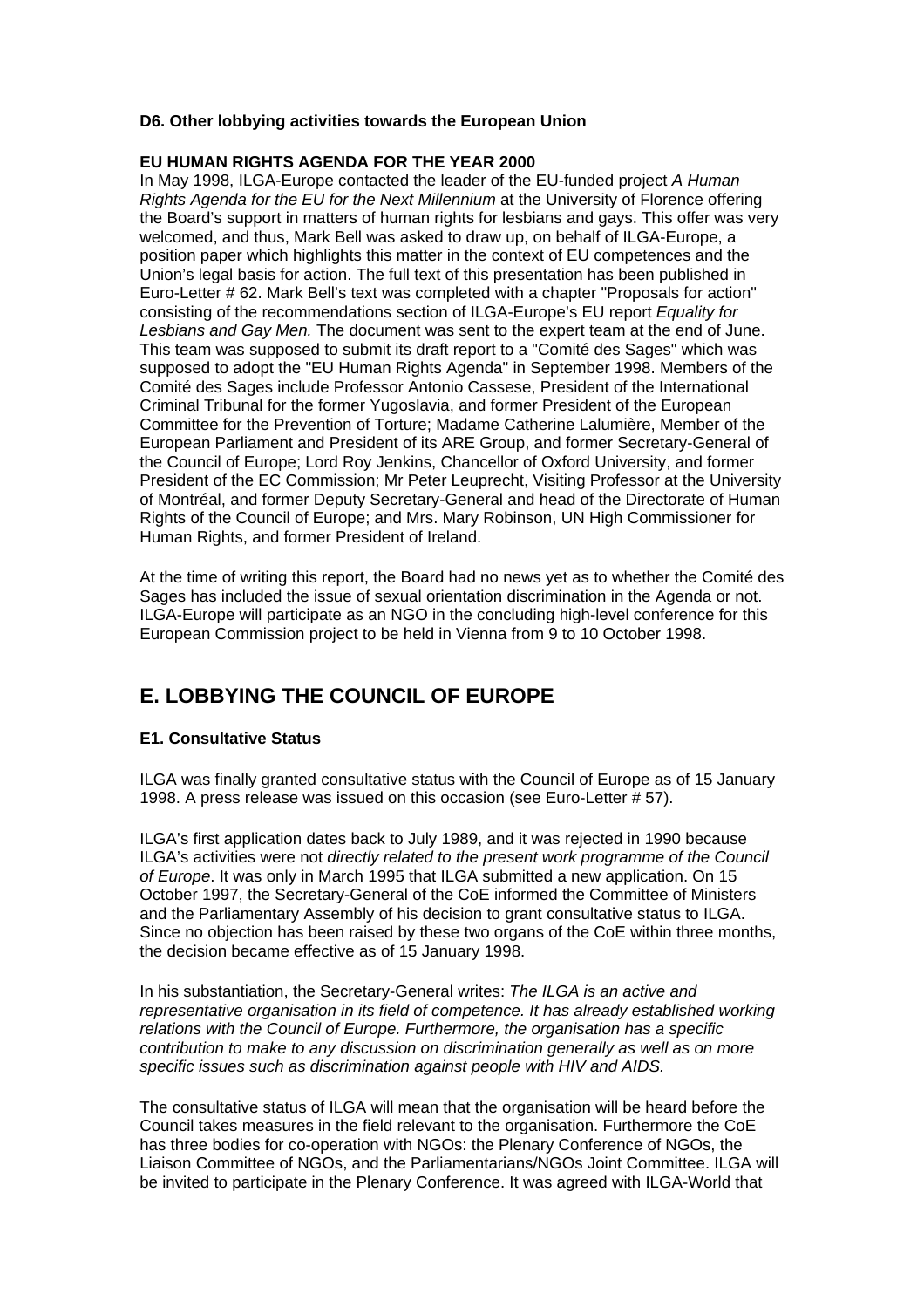### D6. Other lobbying activities towards the European Union

**EU HUMAN RIGHTS AGENDA FOR THE YEAR 2000**

In May 1998, ILGA-Europe contacted the leader of the EU-funded project *A Human Rights Agenda for the EU for the Next Millennium* at the University of Florence offering the Board's support in matters of human rights for lesbians and gays. This offer was very welcomed, and thus, Mark Bell was asked to draw up, on behalf of ILGA-Europe, a position paper which highlights this matter in the context of EU competences and the Union's legal basis for action. The full text of this presentation has been published in Euro-Letter # 62. Mark Bell's text was completed with a chapter "Proposals for action" consisting of the recommendations section of ILGA-Europe's EU report *Equality for Lesbians and Gay Men.* The document was sent to the expert team at the end of June. This team was supposed to submit its draft report to a "Comité des Sages" which was supposed to adopt the "EU Human Rights Agenda" in September 1998. Members of the Comité des Sages include Professor Antonio Cassese, President of the International Criminal Tribunal for the former Yugoslavia, and former President of the European Committee for the Prevention of Torture; Madame Catherine Lalumière, Member of the European Parliament and President of its ARE Group, and former Secretary-General of the Council of Europe; Lord Roy Jenkins, Chancellor of Oxford University, and former President of the EC Commission; Mr Peter Leuprecht, Visiting Professor at the University of Montréal, and former Deputy Secretary-General and head of the Directorate of Human Rights of the Council of Europe; and Mrs. Mary Robinson, UN High Commissioner for Human Rights, and former President of Ireland.

At the time of writing this report, the Board had no news yet as to whether the Comité des Sages has included the issue of sexual orientation discrimination in the Agenda or not. ILGA-Europe will participate as an NGO in the concluding high-level conference for this European Commission project to be held in Vienna from 9 to 10 October 1998.

## E. LOBBYING THE COUNCIL OF EUROPE

### E1. Consultative Status

ILGA was finally granted consultative status with the Council of Europe as of 15 January 1998. A press release was issued on this occasion (see Euro-Letter # 57).

ILGA's first application dates back to July 1989, and it was rejected in 1990 because ILGA's activities were not *directly related to the present work programme of the Council of Europe*. It was only in March 1995 that ILGA submitted a new application. On 15 October 1997, the Secretary-General of the CoE informed the Committee of Ministers and the Parliamentary Assembly of his decision to grant consultative status to ILGA. Since no objection has been raised by these two organs of the CoE within three months, the decision became effective as of 15 January 1998.

In his substantiation, the Secretary-General writes: *The ILGA is an active and representative organisation in its field of competence. It has already established working relations with the Council of Europe. Furthermore, the organisation has a specific contribution to make to any discussion on discrimination generally as well as on more specific issues such as discrimination against people with HIV and AIDS.*

The consultative status of ILGA will mean that the organisation will be heard before the Council takes measures in the field relevant to the organisation. Furthermore the CoE has three bodies for co-operation with NGOs: the Plenary Conference of NGOs, the Liaison Committee of NGOs, and the Parliamentarians/NGOs Joint Committee. ILGA will be invited to participate in the Plenary Conference. It was agreed with ILGA-World that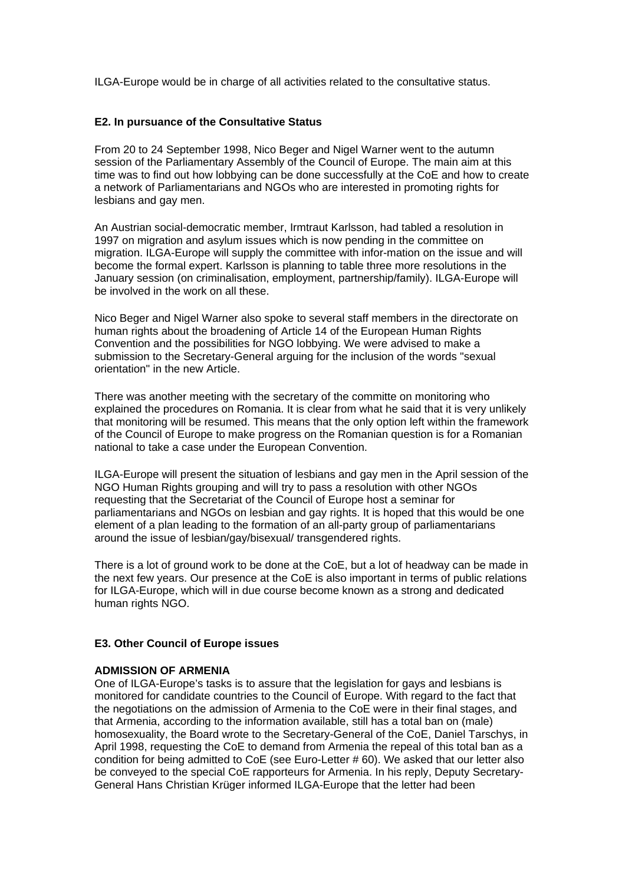ILGA-Europe would be in charge of all activities related to the consultative status.

### E2. In pursuance of the Consultative Status

From 20 to 24 September 1998, Nico Beger and Nigel Warner went to the autumn session of the Parliamentary Assembly of the Council of Europe. The main aim at this time was to find out how lobbying can be done successfully at the CoE and how to create a network of Parliamentarians and NGOs who are interested in promoting rights for lesbians and gay men.

An Austrian social-democratic member, Irmtraut Karlsson, had tabled a resolution in 1997 on migration and asylum issues which is now pending in the committee on migration. ILGA-Europe will supply the committee with infor-mation on the issue and will become the formal expert. Karlsson is planning to table three more resolutions in the January session (on criminalisation, employment, partnership/family). ILGA-Europe will be involved in the work on all these.

Nico Beger and Nigel Warner also spoke to several staff members in the directorate on human rights about the broadening of Article 14 of the European Human Rights Convention and the possibilities for NGO lobbying. We were advised to make a submission to the Secretary-General arguing for the inclusion of the words "sexual orientation" in the new Article.

There was another meeting with the secretary of the committe on monitoring who explained the procedures on Romania. It is clear from what he said that it is very unlikely that monitoring will be resumed. This means that the only option left within the framework of the Council of Europe to make progress on the Romanian question is for a Romanian national to take a case under the European Convention.

ILGA-Europe will present the situation of lesbians and gay men in the April session of the NGO Human Rights grouping and will try to pass a resolution with other NGOs requesting that the Secretariat of the Council of Europe host a seminar for parliamentarians and NGOs on lesbian and gay rights. It is hoped that this would be one element of a plan leading to the formation of an all-party group of parliamentarians around the issue of lesbian/gay/bisexual/ transgendered rights.

There is a lot of ground work to be done at the CoE, but a lot of headway can be made in the next few years. Our presence at the CoE is also important in terms of public relations for ILGA-Europe, which will in due course become known as a strong and dedicated human rights NGO.

### E3. Other Council of Europe issues

**ADMISSION OF ARMENIA**

One of ILGA-Europe's tasks is to assure that the legislation for gays and lesbians is monitored for candidate countries to the Council of Europe. With regard to the fact that the negotiations on the admission of Armenia to the CoE were in their final stages, and that Armenia, according to the information available, still has a total ban on (male) homosexuality, the Board wrote to the Secretary-General of the CoE, Daniel Tarschys, in April 1998, requesting the CoE to demand from Armenia the repeal of this total ban as a condition for being admitted to CoE (see Euro-Letter # 60). We asked that our letter also be conveyed to the special CoE rapporteurs for Armenia. In his reply, Deputy Secretary-General Hans Christian Krüger informed ILGA-Europe that the letter had been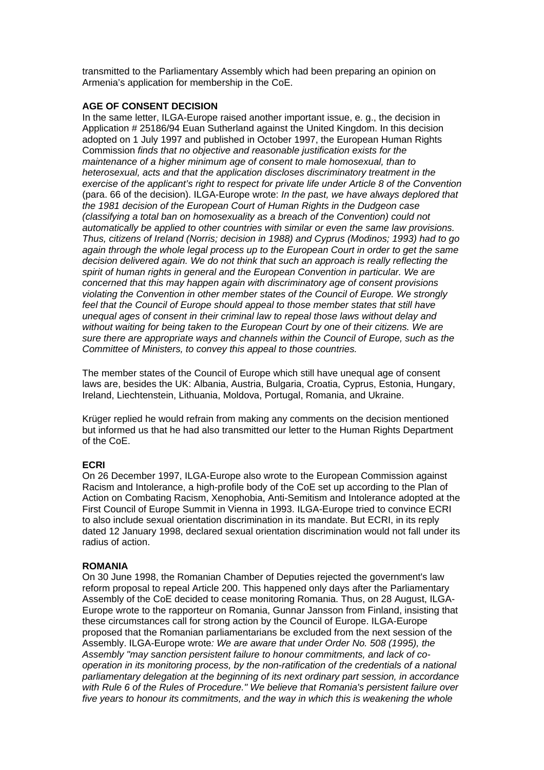transmitted to the Parliamentary Assembly which had been preparing an opinion on Armenia's application for membership in the CoE.

**AGE OF CONSENT DECISION**

In the same letter, ILGA-Europe raised another important issue, e. g., the decision in Application # 25186/94 Euan Sutherland against the United Kingdom. In this decision adopted on 1 July 1997 and published in October 1997, the European Human Rights Commission *finds that no objective and reasonable justification exists for the maintenance of a higher minimum age of consent to male homosexual, than to heterosexual, acts and that the application discloses discriminatory treatment in the exercise of the applicant's right to respect for private life under Article 8 of the Convention* (para. 66 of the decision). ILGA-Europe wrote: *In the past, we have always deplored that the 1981 decision of the European Court of Human Rights in the Dudgeon case (classifying a total ban on homosexuality as a breach of the Convention) could not automatically be applied to other countries with similar or even the same law provisions. Thus, citizens of Ireland (Norris; decision in 1988) and Cyprus (Modinos; 1993) had to go again through the whole legal process up to the European Court in order to get the same decision delivered again. We do not think that such an approach is really reflecting the spirit of human rights in general and the European Convention in particular. We are concerned that this may happen again with discriminatory age of consent provisions violating the Convention in other member states of the Council of Europe. We strongly feel that the Council of Europe should appeal to those member states that still have unequal ages of consent in their criminal law to repeal those laws without delay and without waiting for being taken to the European Court by one of their citizens. We are sure there are appropriate ways and channels within the Council of Europe, such as the Committee of Ministers, to convey this appeal to those countries.*

The member states of the Council of Europe which still have unequal age of consent laws are, besides the UK: Albania, Austria, Bulgaria, Croatia, Cyprus, Estonia, Hungary, Ireland, Liechtenstein, Lithuania, Moldova, Portugal, Romania, and Ukraine.

Krüger replied he would refrain from making any comments on the decision mentioned but informed us that he had also transmitted our letter to the Human Rights Department of the CoE.

**ECRI**

On 26 December 1997, ILGA-Europe also wrote to the European Commission against Racism and Intolerance, a high-profile body of the CoE set up according to the Plan of Action on Combating Racism, Xenophobia, Anti-Semitism and Intolerance adopted at the First Council of Europe Summit in Vienna in 1993. ILGA-Europe tried to convince ECRI to also include sexual orientation discrimination in its mandate. But ECRI, in its reply dated 12 January 1998, declared sexual orientation discrimination would not fall under its radius of action.

**ROMANIA**

On 30 June 1998, the Romanian Chamber of Deputies rejected the government's law reform proposal to repeal Article 200. This happened only days after the Parliamentary Assembly of the CoE decided to cease monitoring Romania. Thus, on 28 August, ILGA-Europe wrote to the rapporteur on Romania, Gunnar Jansson from Finland, insisting that these circumstances call for strong action by the Council of Europe. ILGA-Europe proposed that the Romanian parliamentarians be excluded from the next session of the Assembly. ILGA-Europe wrote*: We are aware that under Order No. 508 (1995), the Assembly "may sanction persistent failure to honour commitments, and lack of co-operation in its monitoring process, by the non-ratification of the credentials of a national parliamentary delegation at the beginning of its next ordinary part session, in accordance with Rule 6 of the Rules of Procedure." We believe that Romania's persistent failure over five years to honour its commitments, and the way in which this is weakening the whole*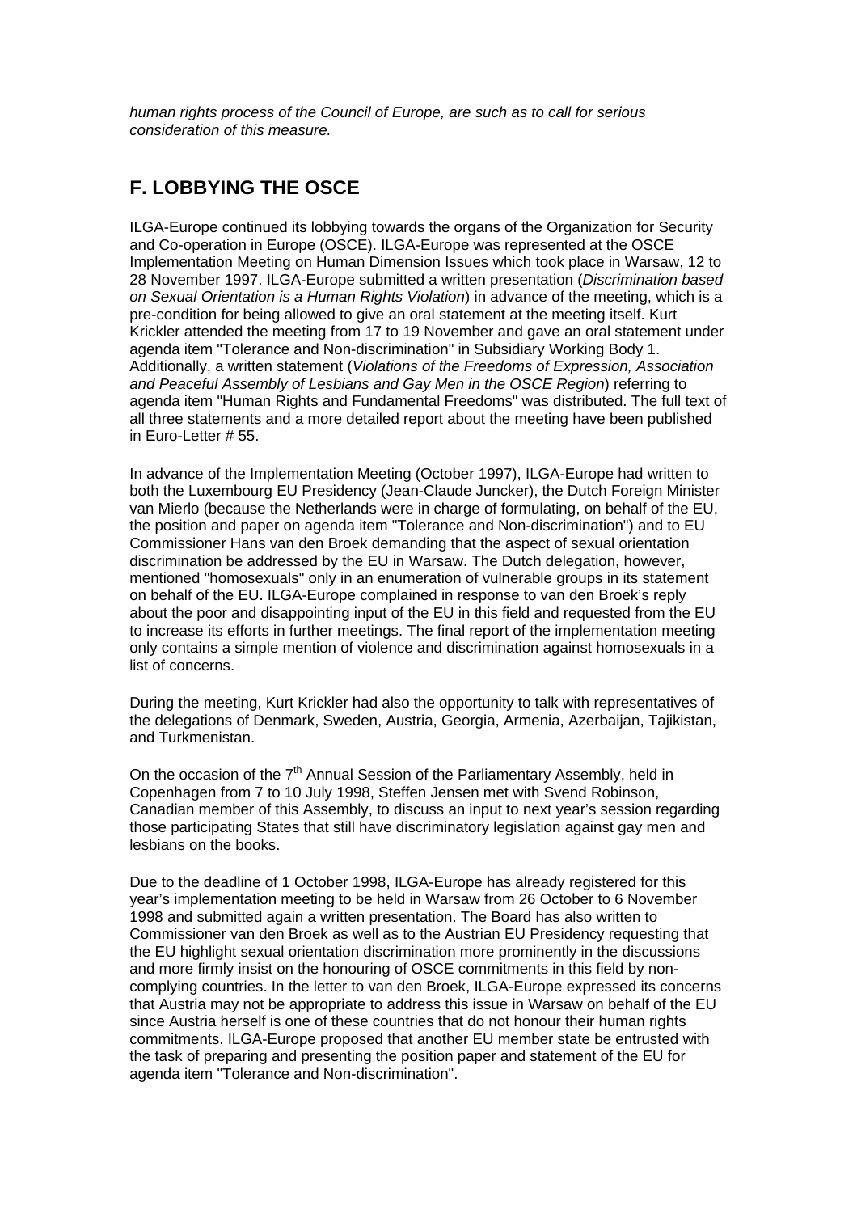*human rights process of the Council of Europe, are such as to call for serious consideration of this measure.*

## F. LOBBYING THE OSCE

ILGA-Europe continued its lobbying towards the organs of the Organization for Security and Co-operation in Europe (OSCE). ILGA-Europe was represented at the OSCE Implementation Meeting on Human Dimension Issues which took place in Warsaw, 12 to 28 November 1997. ILGA-Europe submitted a written presentation (*Discrimination based on Sexual Orientation is a Human Rights Violation*) in advance of the meeting, which is a pre-condition for being allowed to give an oral statement at the meeting itself. Kurt Krickler attended the meeting from 17 to 19 November and gave an oral statement under agenda item "Tolerance and Non-discrimination" in Subsidiary Working Body 1. Additionally, a written statement (*Violations of the Freedoms of Expression, Association and Peaceful Assembly of Lesbians and Gay Men in the OSCE Region*) referring to agenda item "Human Rights and Fundamental Freedoms" was distributed. The full text of all three statements and a more detailed report about the meeting have been published in Euro-Letter # 55.

In advance of the Implementation Meeting (October 1997), ILGA-Europe had written to both the Luxembourg EU Presidency (Jean-Claude Juncker), the Dutch Foreign Minister van Mierlo (because the Netherlands were in charge of formulating, on behalf of the EU, the position and paper on agenda item "Tolerance and Non-discrimination") and to EU Commissioner Hans van den Broek demanding that the aspect of sexual orientation discrimination be addressed by the EU in Warsaw. The Dutch delegation, however, mentioned "homosexuals" only in an enumeration of vulnerable groups in its statement on behalf of the EU. ILGA-Europe complained in response to van den Broek's reply about the poor and disappointing input of the EU in this field and requested from the EU to increase its efforts in further meetings. The final report of the implementation meeting only contains a simple mention of violence and discrimination against homosexuals in a list of concerns.

During the meeting, Kurt Krickler had also the opportunity to talk with representatives of the delegations of Denmark, Sweden, Austria, Georgia, Armenia, Azerbaijan, Tajikistan, and Turkmenistan.

On the occasion of the 7th Annual Session of the Parliamentary Assembly, held in Copenhagen from 7 to 10 July 1998, Steffen Jensen met with Svend Robinson, Canadian member of this Assembly, to discuss an input to next year's session regarding those participating States that still have discriminatory legislation against gay men and lesbians on the books.

Due to the deadline of 1 October 1998, ILGA-Europe has already registered for this year's implementation meeting to be held in Warsaw from 26 October to 6 November 1998 and submitted again a written presentation. The Board has also written to Commissioner van den Broek as well as to the Austrian EU Presidency requesting that the EU highlight sexual orientation discrimination more prominently in the discussions and more firmly insist on the honouring of OSCE commitments in this field by non-complying countries. In the letter to van den Broek, ILGA-Europe expressed its concerns that Austria may not be appropriate to address this issue in Warsaw on behalf of the EU since Austria herself is one of these countries that do not honour their human rights commitments. ILGA-Europe proposed that another EU member state be entrusted with the task of preparing and presenting the position paper and statement of the EU for agenda item "Tolerance and Non-discrimination".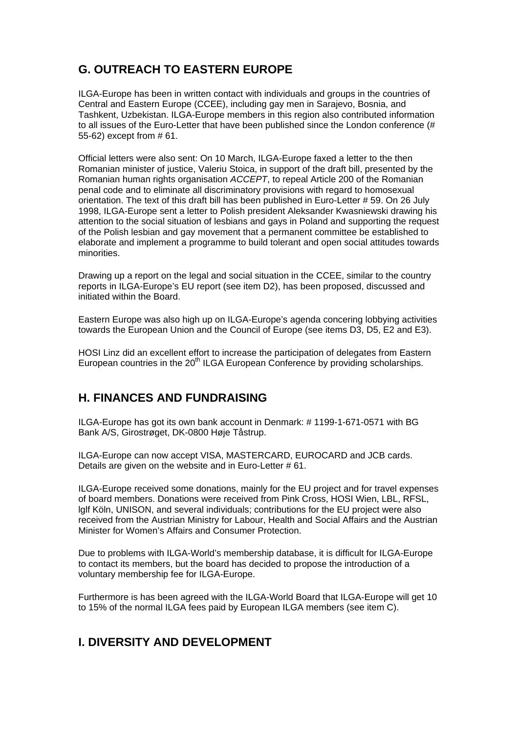## G. OUTREACH TO EASTERN EUROPE

ILGA-Europe has been in written contact with individuals and groups in the countries of Central and Eastern Europe (CCEE), including gay men in Sarajevo, Bosnia, and Tashkent, Uzbekistan. ILGA-Europe members in this region also contributed information to all issues of the Euro-Letter that have been published since the London conference (# 55-62) except from # 61.

Official letters were also sent: On 10 March, ILGA-Europe faxed a letter to the then Romanian minister of justice, Valeriu Stoica, in support of the draft bill, presented by the Romanian human rights organisation *ACCEPT*, to repeal Article 200 of the Romanian penal code and to eliminate all discriminatory provisions with regard to homosexual orientation. The text of this draft bill has been published in Euro-Letter # 59. On 26 July 1998, ILGA-Europe sent a letter to Polish president Aleksander Kwasniewski drawing his attention to the social situation of lesbians and gays in Poland and supporting the request of the Polish lesbian and gay movement that a permanent committee be established to elaborate and implement a programme to build tolerant and open social attitudes towards minorities.

Drawing up a report on the legal and social situation in the CCEE, similar to the country reports in ILGA-Europe's EU report (see item D2), has been proposed, discussed and initiated within the Board.

Eastern Europe was also high up on ILGA-Europe's agenda concering lobbying activities towards the European Union and the Council of Europe (see items D3, D5, E2 and E3).

HOSI Linz did an excellent effort to increase the participation of delegates from Eastern European countries in the 20th ILGA European Conference by providing scholarships.

## H. FINANCES AND FUNDRAISING

ILGA-Europe has got its own bank account in Denmark: # 1199-1-671-0571 with BG Bank A/S, Girostrøget, DK-0800 Høje Tåstrup.

ILGA-Europe can now accept VISA, MASTERCARD, EUROCARD and JCB cards. Details are given on the website and in Euro-Letter # 61.

ILGA-Europe received some donations, mainly for the EU project and for travel expenses of board members. Donations were received from Pink Cross, HOSI Wien, LBL, RFSL, lglf Köln, UNISON, and several individuals; contributions for the EU project were also received from the Austrian Ministry for Labour, Health and Social Affairs and the Austrian Minister for Women's Affairs and Consumer Protection.

Due to problems with ILGA-World's membership database, it is difficult for ILGA-Europe to contact its members, but the board has decided to propose the introduction of a voluntary membership fee for ILGA-Europe.

Furthermore is has been agreed with the ILGA-World Board that ILGA-Europe will get 10 to 15% of the normal ILGA fees paid by European ILGA members (see item C).

## I. DIVERSITY AND DEVELOPMENT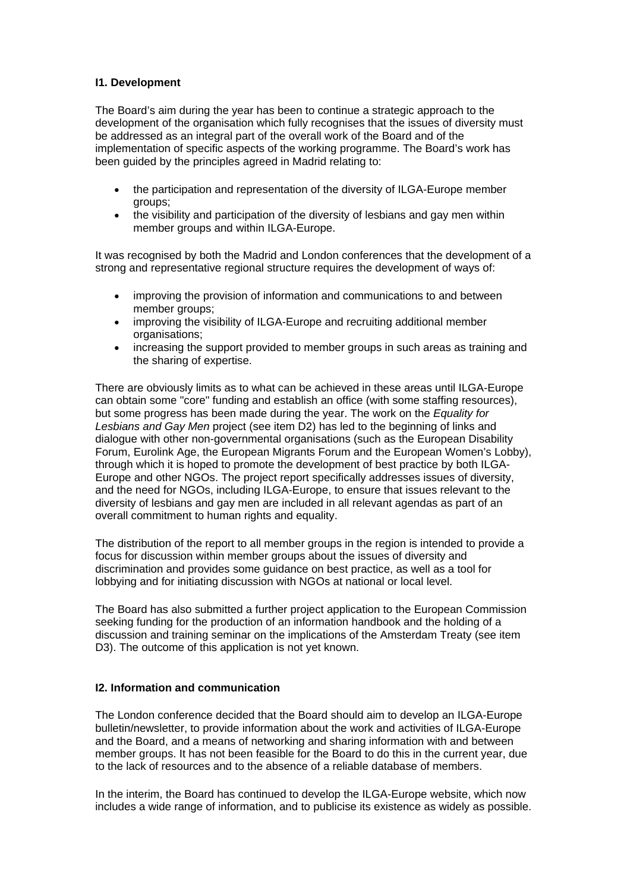**I1. Development**

The Board's aim during the year has been to continue a strategic approach to the development of the organisation which fully recognises that the issues of diversity must be addressed as an integral part of the overall work of the Board and of the implementation of specific aspects of the working programme. The Board's work has been guided by the principles agreed in Madrid relating to:

- the participation and representation of the diversity of ILGA-Europe member groups;
- the visibility and participation of the diversity of lesbians and gay men within member groups and within ILGA-Europe.

It was recognised by both the Madrid and London conferences that the development of a strong and representative regional structure requires the development of ways of:

- improving the provision of information and communications to and between member groups;
- improving the visibility of ILGA-Europe and recruiting additional member organisations;
- increasing the support provided to member groups in such areas as training and the sharing of expertise.

There are obviously limits as to what can be achieved in these areas until ILGA-Europe can obtain some "core" funding and establish an office (with some staffing resources), but some progress has been made during the year. The work on the *Equality for Lesbians and Gay Men* project (see item D2) has led to the beginning of links and dialogue with other non-governmental organisations (such as the European Disability Forum, Eurolink Age, the European Migrants Forum and the European Women's Lobby), through which it is hoped to promote the development of best practice by both ILGA-Europe and other NGOs. The project report specifically addresses issues of diversity, and the need for NGOs, including ILGA-Europe, to ensure that issues relevant to the diversity of lesbians and gay men are included in all relevant agendas as part of an overall commitment to human rights and equality.

The distribution of the report to all member groups in the region is intended to provide a focus for discussion within member groups about the issues of diversity and discrimination and provides some guidance on best practice, as well as a tool for lobbying and for initiating discussion with NGOs at national or local level.

The Board has also submitted a further project application to the European Commission seeking funding for the production of an information handbook and the holding of a discussion and training seminar on the implications of the Amsterdam Treaty (see item D3). The outcome of this application is not yet known.

**I2. Information and communication**

The London conference decided that the Board should aim to develop an ILGA-Europe bulletin/newsletter, to provide information about the work and activities of ILGA-Europe and the Board, and a means of networking and sharing information with and between member groups. It has not been feasible for the Board to do this in the current year, due to the lack of resources and to the absence of a reliable database of members.

In the interim, the Board has continued to develop the ILGA-Europe website, which now includes a wide range of information, and to publicise its existence as widely as possible.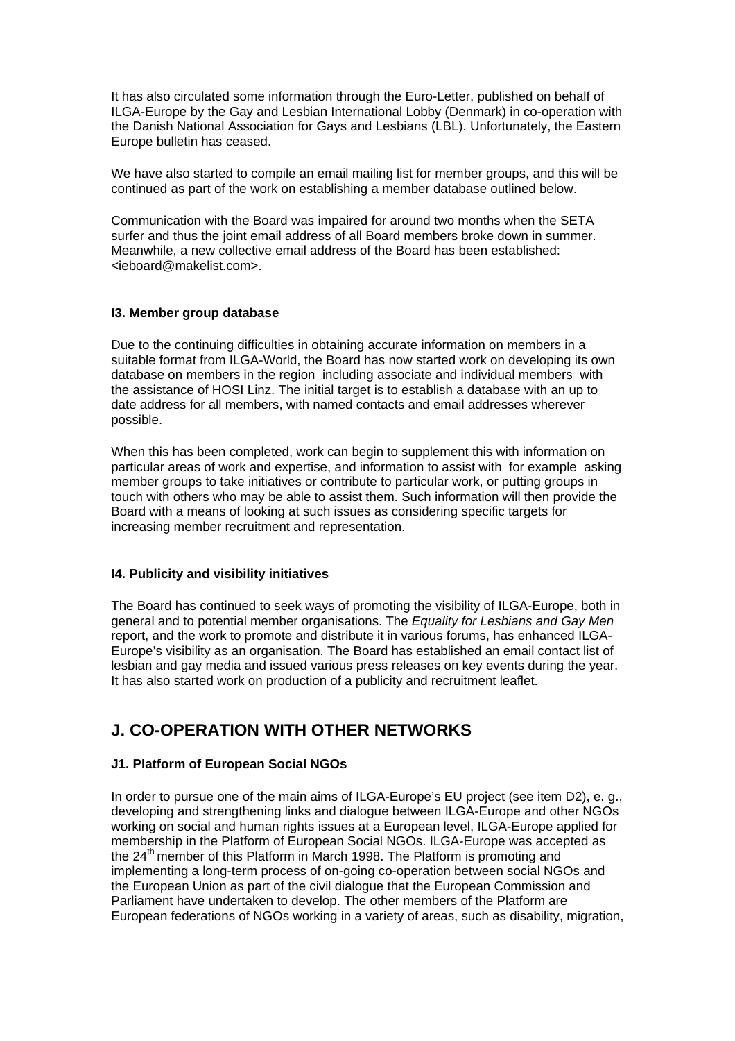It has also circulated some information through the Euro-Letter, published on behalf of ILGA-Europe by the Gay and Lesbian International Lobby (Denmark) in co-operation with the Danish National Association for Gays and Lesbians (LBL). Unfortunately, the Eastern Europe bulletin has ceased.

We have also started to compile an email mailing list for member groups, and this will be continued as part of the work on establishing a member database outlined below.

Communication with the Board was impaired for around two months when the SETA surfer and thus the joint email address of all Board members broke down in summer. Meanwhile, a new collective email address of the Board has been established: <ieboard@makelist.com>.

### I3. Member group database

Due to the continuing difficulties in obtaining accurate information on members in a suitable format from ILGA-World, the Board has now started work on developing its own database on members in the region including associate and individual members with the assistance of HOSI Linz. The initial target is to establish a database with an up to date address for all members, with named contacts and email addresses wherever possible.

When this has been completed, work can begin to supplement this with information on particular areas of work and expertise, and information to assist with for example asking member groups to take initiatives or contribute to particular work, or putting groups in touch with others who may be able to assist them. Such information will then provide the Board with a means of looking at such issues as considering specific targets for increasing member recruitment and representation.

### I4. Publicity and visibility initiatives

The Board has continued to seek ways of promoting the visibility of ILGA-Europe, both in general and to potential member organisations. The *Equality for Lesbians and Gay Men* report, and the work to promote and distribute it in various forums, has enhanced ILGA-Europe's visibility as an organisation. The Board has established an email contact list of lesbian and gay media and issued various press releases on key events during the year. It has also started work on production of a publicity and recruitment leaflet.

## J. CO-OPERATION WITH OTHER NETWORKS

### J1. Platform of European Social NGOs

In order to pursue one of the main aims of ILGA-Europe's EU project (see item D2), e. g., developing and strengthening links and dialogue between ILGA-Europe and other NGOs working on social and human rights issues at a European level, ILGA-Europe applied for membership in the Platform of European Social NGOs. ILGA-Europe was accepted as the 24th member of this Platform in March 1998. The Platform is promoting and implementing a long-term process of on-going co-operation between social NGOs and the European Union as part of the civil dialogue that the European Commission and Parliament have undertaken to develop. The other members of the Platform are European federations of NGOs working in a variety of areas, such as disability, migration,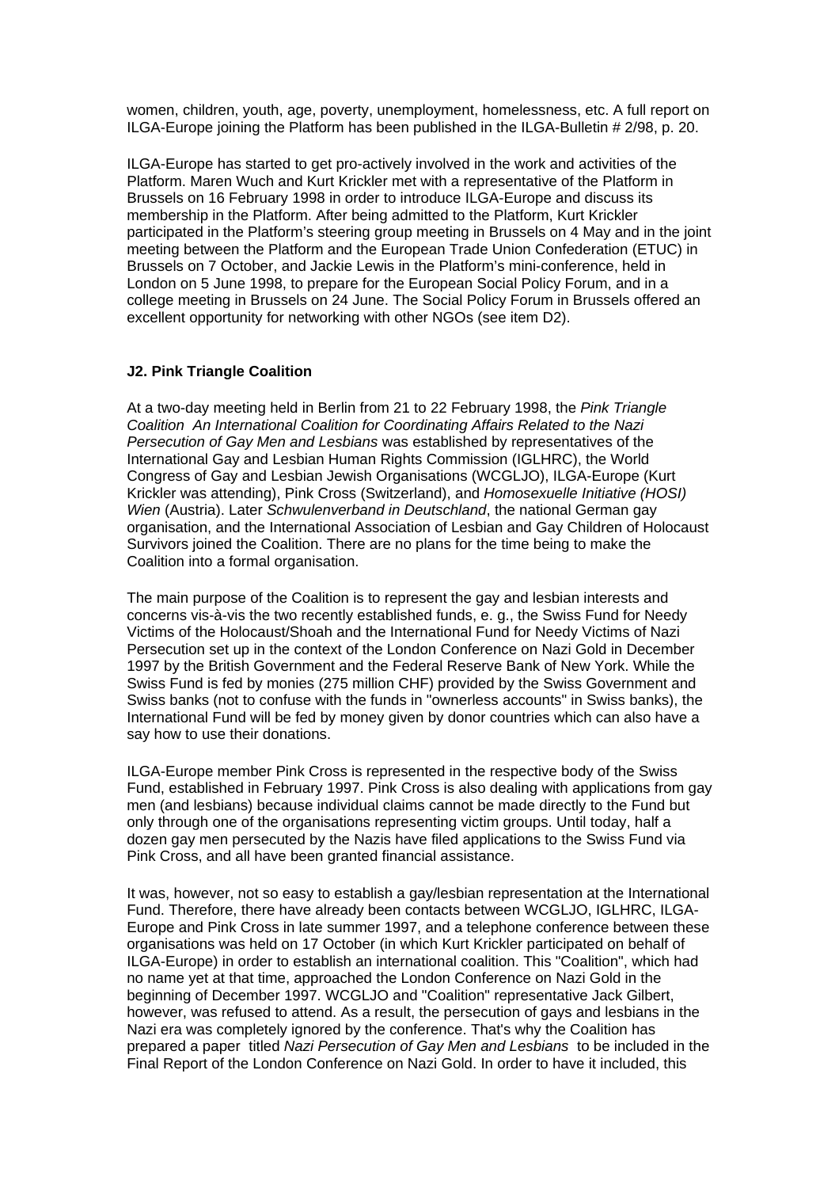women, children, youth, age, poverty, unemployment, homelessness, etc. A full report on ILGA-Europe joining the Platform has been published in the ILGA-Bulletin # 2/98, p. 20.

ILGA-Europe has started to get pro-actively involved in the work and activities of the Platform. Maren Wuch and Kurt Krickler met with a representative of the Platform in Brussels on 16 February 1998 in order to introduce ILGA-Europe and discuss its membership in the Platform. After being admitted to the Platform, Kurt Krickler participated in the Platform's steering group meeting in Brussels on 4 May and in the joint meeting between the Platform and the European Trade Union Confederation (ETUC) in Brussels on 7 October, and Jackie Lewis in the Platform's mini-conference, held in London on 5 June 1998, to prepare for the European Social Policy Forum, and in a college meeting in Brussels on 24 June. The Social Policy Forum in Brussels offered an excellent opportunity for networking with other NGOs (see item D2).

### J2. Pink Triangle Coalition

At a two-day meeting held in Berlin from 21 to 22 February 1998, the *Pink Triangle Coalition An International Coalition for Coordinating Affairs Related to the Nazi Persecution of Gay Men and Lesbians* was established by representatives of the International Gay and Lesbian Human Rights Commission (IGLHRC), the World Congress of Gay and Lesbian Jewish Organisations (WCGLJO), ILGA-Europe (Kurt Krickler was attending), Pink Cross (Switzerland), and *Homosexuelle Initiative (HOSI) Wien* (Austria). Later *Schwulenverband in Deutschland*, the national German gay organisation, and the International Association of Lesbian and Gay Children of Holocaust Survivors joined the Coalition. There are no plans for the time being to make the Coalition into a formal organisation.

The main purpose of the Coalition is to represent the gay and lesbian interests and concerns vis-à-vis the two recently established funds, e. g., the Swiss Fund for Needy Victims of the Holocaust/Shoah and the International Fund for Needy Victims of Nazi Persecution set up in the context of the London Conference on Nazi Gold in December 1997 by the British Government and the Federal Reserve Bank of New York. While the Swiss Fund is fed by monies (275 million CHF) provided by the Swiss Government and Swiss banks (not to confuse with the funds in "ownerless accounts" in Swiss banks), the International Fund will be fed by money given by donor countries which can also have a say how to use their donations.

ILGA-Europe member Pink Cross is represented in the respective body of the Swiss Fund, established in February 1997. Pink Cross is also dealing with applications from gay men (and lesbians) because individual claims cannot be made directly to the Fund but only through one of the organisations representing victim groups. Until today, half a dozen gay men persecuted by the Nazis have filed applications to the Swiss Fund via Pink Cross, and all have been granted financial assistance.

It was, however, not so easy to establish a gay/lesbian representation at the International Fund. Therefore, there have already been contacts between WCGLJO, IGLHRC, ILGA-Europe and Pink Cross in late summer 1997, and a telephone conference between these organisations was held on 17 October (in which Kurt Krickler participated on behalf of ILGA-Europe) in order to establish an international coalition. This "Coalition", which had no name yet at that time, approached the London Conference on Nazi Gold in the beginning of December 1997. WCGLJO and "Coalition" representative Jack Gilbert, however, was refused to attend. As a result, the persecution of gays and lesbians in the Nazi era was completely ignored by the conference. That's why the Coalition has prepared a paper titled *Nazi Persecution of Gay Men and Lesbians* to be included in the Final Report of the London Conference on Nazi Gold. In order to have it included, this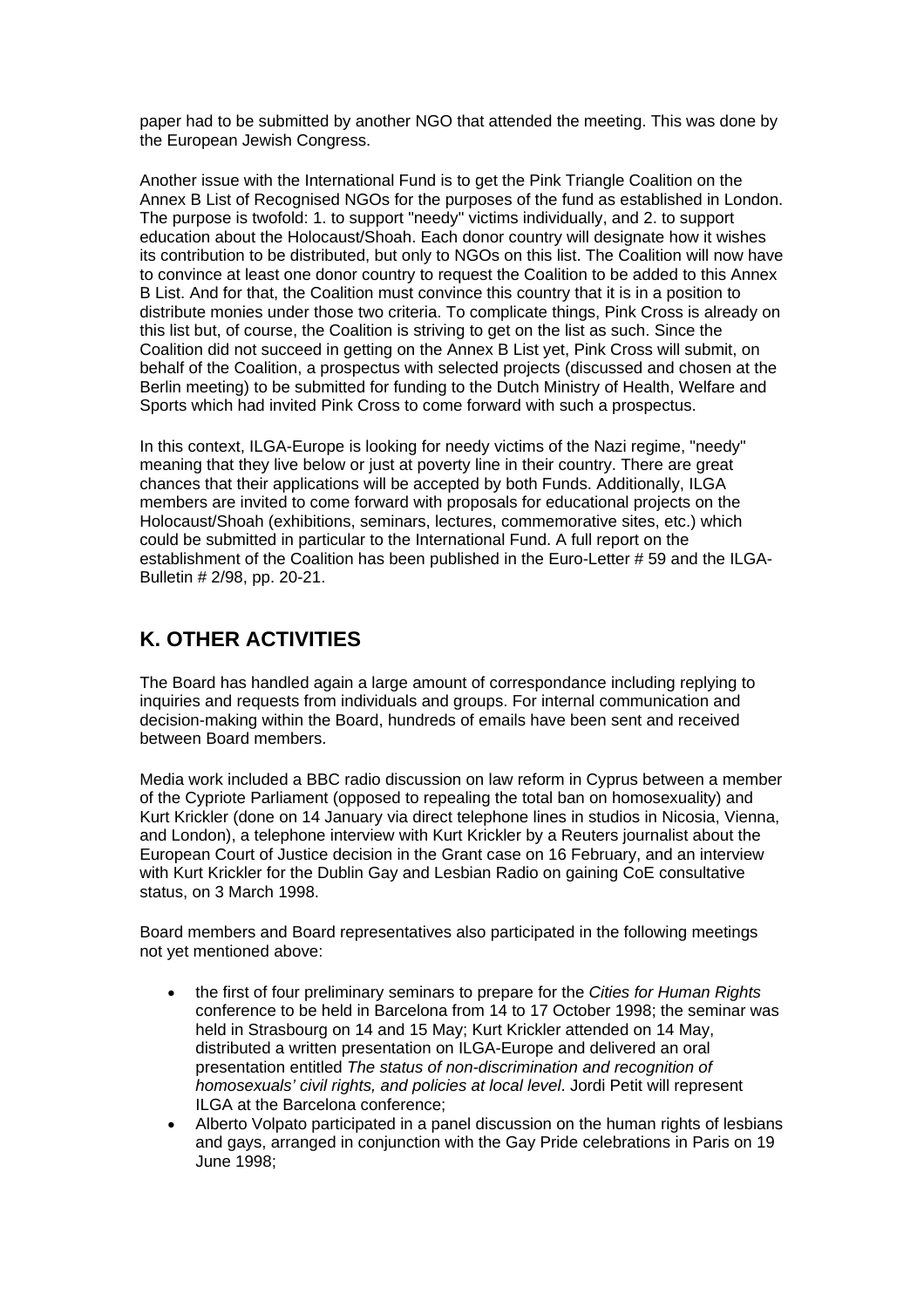paper had to be submitted by another NGO that attended the meeting. This was done by the European Jewish Congress.

Another issue with the International Fund is to get the Pink Triangle Coalition on the Annex B List of Recognised NGOs for the purposes of the fund as established in London. The purpose is twofold: 1. to support "needy" victims individually, and 2. to support education about the Holocaust/Shoah. Each donor country will designate how it wishes its contribution to be distributed, but only to NGOs on this list. The Coalition will now have to convince at least one donor country to request the Coalition to be added to this Annex B List. And for that, the Coalition must convince this country that it is in a position to distribute monies under those two criteria. To complicate things, Pink Cross is already on this list but, of course, the Coalition is striving to get on the list as such. Since the Coalition did not succeed in getting on the Annex B List yet, Pink Cross will submit, on behalf of the Coalition, a prospectus with selected projects (discussed and chosen at the Berlin meeting) to be submitted for funding to the Dutch Ministry of Health, Welfare and Sports which had invited Pink Cross to come forward with such a prospectus.

In this context, ILGA-Europe is looking for needy victims of the Nazi regime, "needy" meaning that they live below or just at poverty line in their country. There are great chances that their applications will be accepted by both Funds. Additionally, ILGA members are invited to come forward with proposals for educational projects on the Holocaust/Shoah (exhibitions, seminars, lectures, commemorative sites, etc.) which could be submitted in particular to the International Fund. A full report on the establishment of the Coalition has been published in the Euro-Letter # 59 and the ILGA-Bulletin # 2/98, pp. 20-21.

## K. OTHER ACTIVITIES

The Board has handled again a large amount of correspondance including replying to inquiries and requests from individuals and groups. For internal communication and decision-making within the Board, hundreds of emails have been sent and received between Board members.

Media work included a BBC radio discussion on law reform in Cyprus between a member of the Cypriote Parliament (opposed to repealing the total ban on homosexuality) and Kurt Krickler (done on 14 January via direct telephone lines in studios in Nicosia, Vienna, and London), a telephone interview with Kurt Krickler by a Reuters journalist about the European Court of Justice decision in the Grant case on 16 February, and an interview with Kurt Krickler for the Dublin Gay and Lesbian Radio on gaining CoE consultative status, on 3 March 1998.

Board members and Board representatives also participated in the following meetings not yet mentioned above:

- the first of four preliminary seminars to prepare for the *Cities for Human Rights* conference to be held in Barcelona from 14 to 17 October 1998; the seminar was held in Strasbourg on 14 and 15 May; Kurt Krickler attended on 14 May, distributed a written presentation on ILGA-Europe and delivered an oral presentation entitled *The status of non-discrimination and recognition of homosexuals' civil rights, and policies at local level*. Jordi Petit will represent ILGA at the Barcelona conference;
- Alberto Volpato participated in a panel discussion on the human rights of lesbians and gays, arranged in conjunction with the Gay Pride celebrations in Paris on 19 June 1998;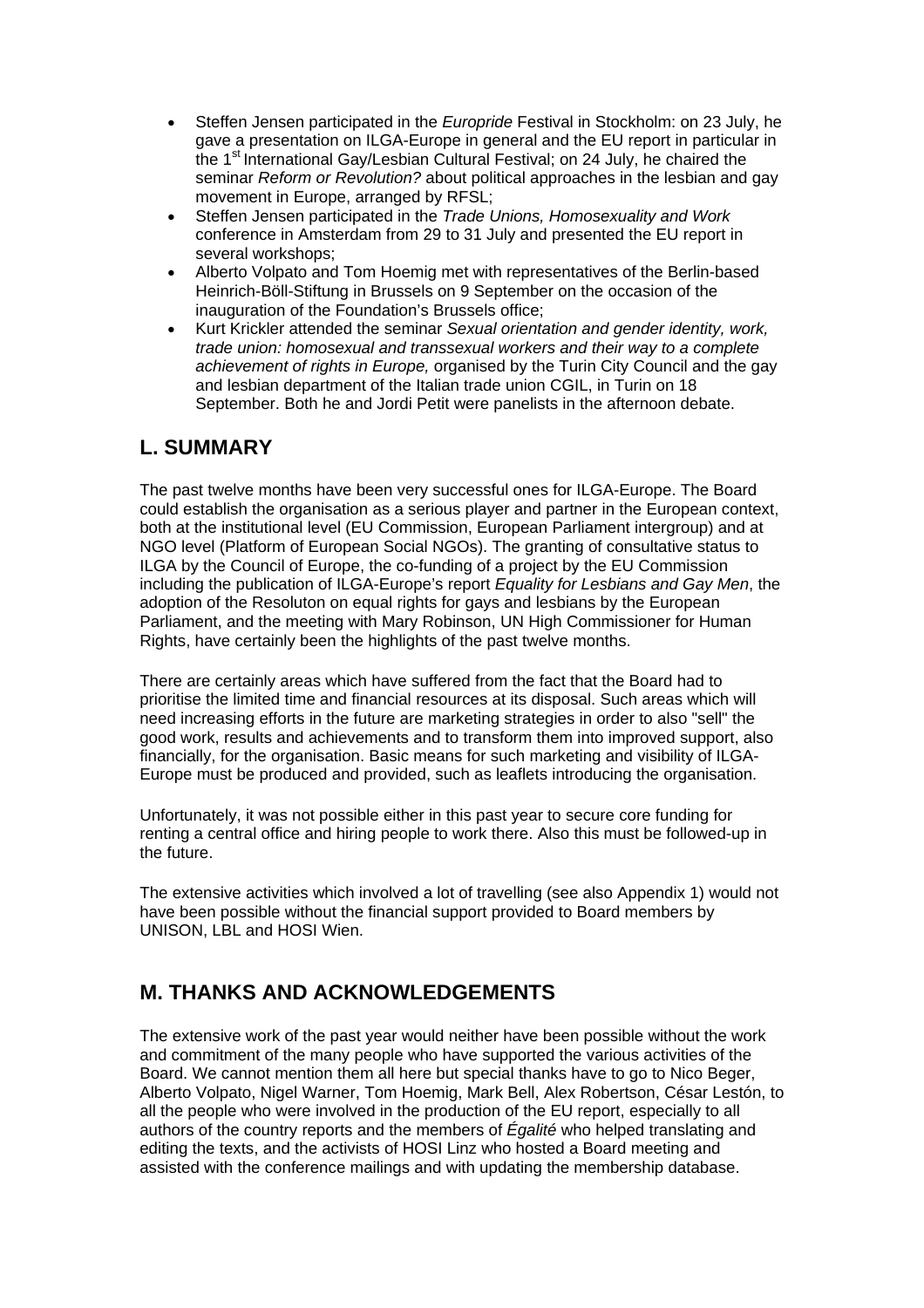- Steffen Jensen participated in the *Europride* Festival in Stockholm: on 23 July, he gave a presentation on ILGA-Europe in general and the EU report in particular in the 1st International Gay/Lesbian Cultural Festival; on 24 July, he chaired the seminar *Reform or Revolution?* about political approaches in the lesbian and gay movement in Europe, arranged by RFSL;
- Steffen Jensen participated in the *Trade Unions, Homosexuality and Work* conference in Amsterdam from 29 to 31 July and presented the EU report in several workshops;
- Alberto Volpato and Tom Hoemig met with representatives of the Berlin-based Heinrich-Böll-Stiftung in Brussels on 9 September on the occasion of the inauguration of the Foundation's Brussels office;
- Kurt Krickler attended the seminar *Sexual orientation and gender identity, work, trade union: homosexual and transsexual workers and their way to a complete achievement of rights in Europe,* organised by the Turin City Council and the gay and lesbian department of the Italian trade union CGIL, in Turin on 18 September. Both he and Jordi Petit were panelists in the afternoon debate.

## L. SUMMARY

The past twelve months have been very successful ones for ILGA-Europe. The Board could establish the organisation as a serious player and partner in the European context, both at the institutional level (EU Commission, European Parliament intergroup) and at NGO level (Platform of European Social NGOs). The granting of consultative status to ILGA by the Council of Europe, the co-funding of a project by the EU Commission including the publication of ILGA-Europe's report *Equality for Lesbians and Gay Men*, the adoption of the Resoluton on equal rights for gays and lesbians by the European Parliament, and the meeting with Mary Robinson, UN High Commissioner for Human Rights, have certainly been the highlights of the past twelve months.

There are certainly areas which have suffered from the fact that the Board had to prioritise the limited time and financial resources at its disposal. Such areas which will need increasing efforts in the future are marketing strategies in order to also "sell" the good work, results and achievements and to transform them into improved support, also financially, for the organisation. Basic means for such marketing and visibility of ILGA-Europe must be produced and provided, such as leaflets introducing the organisation.

Unfortunately, it was not possible either in this past year to secure core funding for renting a central office and hiring people to work there. Also this must be followed-up in the future.

The extensive activities which involved a lot of travelling (see also Appendix 1) would not have been possible without the financial support provided to Board members by UNISON, LBL and HOSI Wien.

## M. THANKS AND ACKNOWLEDGEMENTS

The extensive work of the past year would neither have been possible without the work and commitment of the many people who have supported the various activities of the Board. We cannot mention them all here but special thanks have to go to Nico Beger, Alberto Volpato, Nigel Warner, Tom Hoemig, Mark Bell, Alex Robertson, César Lestón, to all the people who were involved in the production of the EU report, especially to all authors of the country reports and the members of *Égalité* who helped translating and editing the texts, and the activists of HOSI Linz who hosted a Board meeting and assisted with the conference mailings and with updating the membership database.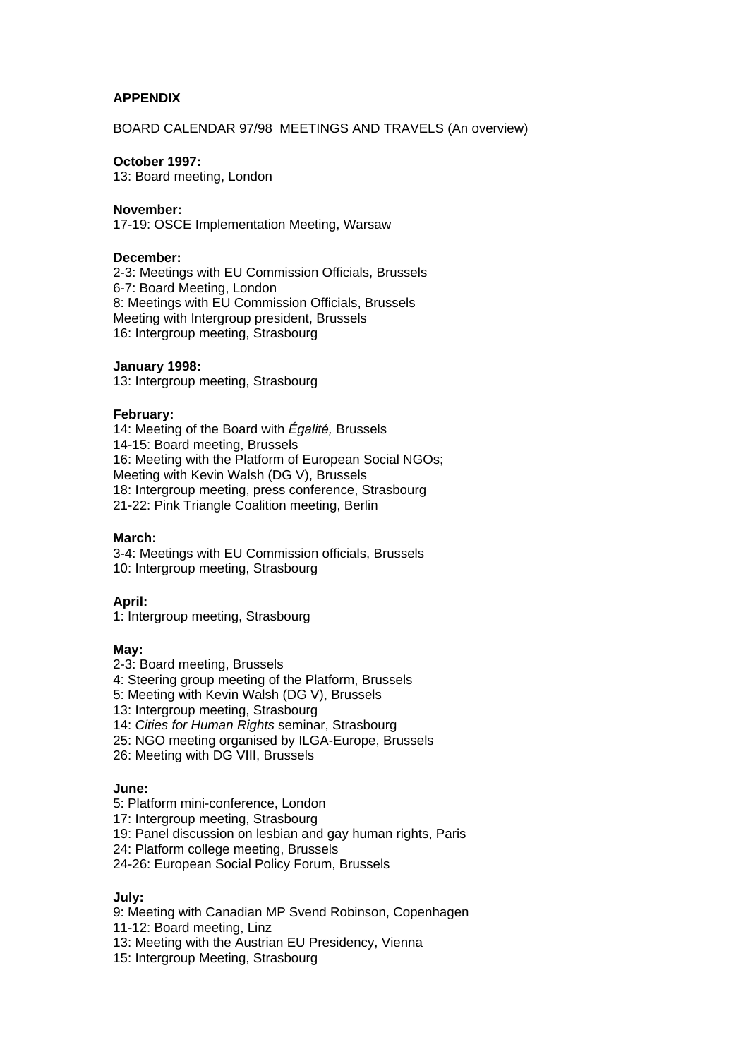**APPENDIX**

BOARD CALENDAR 97/98 MEETINGS AND TRAVELS (An overview)

**October 1997:**
13: Board meeting, London

**November:**
17-19: OSCE Implementation Meeting, Warsaw

**December:**
2-3: Meetings with EU Commission Officials, Brussels
6-7: Board Meeting, London
8: Meetings with EU Commission Officials, Brussels
Meeting with Intergroup president, Brussels
16: Intergroup meeting, Strasbourg

**January 1998:**
13: Intergroup meeting, Strasbourg

**February:**
14: Meeting of the Board with *Égalité,* Brussels
14-15: Board meeting, Brussels
16: Meeting with the Platform of European Social NGOs;
Meeting with Kevin Walsh (DG V), Brussels
18: Intergroup meeting, press conference, Strasbourg
21-22: Pink Triangle Coalition meeting, Berlin

**March:**
3-4: Meetings with EU Commission officials, Brussels
10: Intergroup meeting, Strasbourg

**April:**
1: Intergroup meeting, Strasbourg

**May:**
2-3: Board meeting, Brussels
4: Steering group meeting of the Platform, Brussels
5: Meeting with Kevin Walsh (DG V), Brussels
13: Intergroup meeting, Strasbourg
14: *Cities for Human Rights* seminar, Strasbourg
25: NGO meeting organised by ILGA-Europe, Brussels
26: Meeting with DG VIII, Brussels

**June:**
5: Platform mini-conference, London
17: Intergroup meeting, Strasbourg
19: Panel discussion on lesbian and gay human rights, Paris
24: Platform college meeting, Brussels
24-26: European Social Policy Forum, Brussels

**July:**
9: Meeting with Canadian MP Svend Robinson, Copenhagen
11-12: Board meeting, Linz
13: Meeting with the Austrian EU Presidency, Vienna
15: Intergroup Meeting, Strasbourg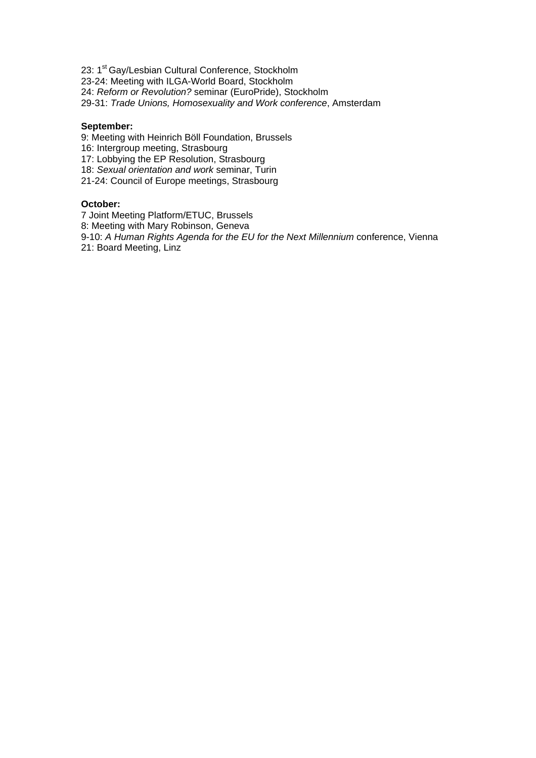23: 1st Gay/Lesbian Cultural Conference, Stockholm
23-24: Meeting with ILGA-World Board, Stockholm
24: *Reform or Revolution?* seminar (EuroPride), Stockholm
29-31: *Trade Unions, Homosexuality and Work conference*, Amsterdam

**September:**
9: Meeting with Heinrich Böll Foundation, Brussels
16: Intergroup meeting, Strasbourg
17: Lobbying the EP Resolution, Strasbourg
18: *Sexual orientation and work* seminar, Turin
21-24: Council of Europe meetings, Strasbourg

**October:**
7 Joint Meeting Platform/ETUC, Brussels
8: Meeting with Mary Robinson, Geneva
9-10: *A Human Rights Agenda for the EU for the Next Millennium* conference, Vienna
21: Board Meeting, Linz